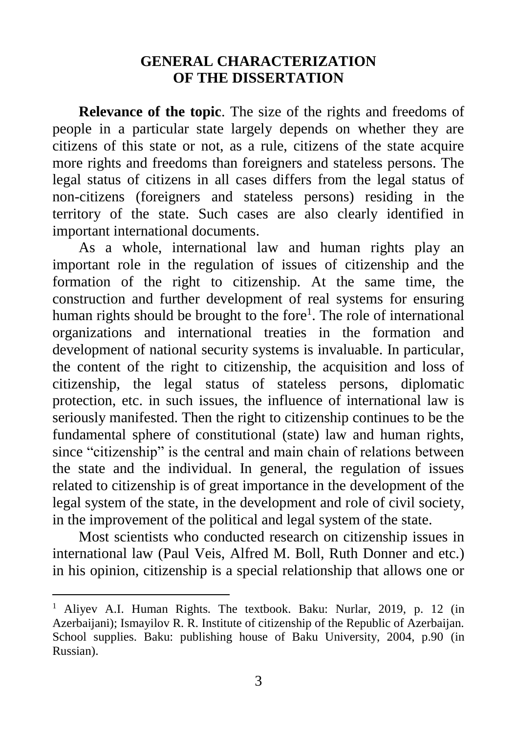## GENERAL CHARACTERIZATION OF THE DISSERTATION

**Relevance of the topic**. The size of the rights and freedoms of people in a particular state largely depends on whether they are citizens of this state or not, as a rule, citizens of the state acquire more rights and freedoms than foreigners and stateless persons. The legal status of citizens in all cases differs from the legal status of non-citizens (foreigners and stateless persons) residing in the territory of the state. Such cases are also clearly identified in important international documents.

As a whole, international law and human rights play an important role in the regulation of issues of citizenship and the formation of the right to citizenship. At the same time, the construction and further development of real systems for ensuring human rights should be brought to the fore[1]. The role of international organizations and international treaties in the formation and development of national security systems is invaluable. In particular, the content of the right to citizenship, the acquisition and loss of citizenship, the legal status of stateless persons, diplomatic protection, etc. in such issues, the influence of international law is seriously manifested. Then the right to citizenship continues to be the fundamental sphere of constitutional (state) law and human rights, since "citizenship" is the central and main chain of relations between the state and the individual. In general, the regulation of issues related to citizenship is of great importance in the development of the legal system of the state, in the development and role of civil society, in the improvement of the political and legal system of the state.

Most scientists who conducted research on citizenship issues in international law (Paul Veis, Alfred M. Boll, Ruth Donner and etc.) in his opinion, citizenship is a special relationship that allows one or

---

[1] Aliyev A.I. Human Rights. The textbook. Baku: Nurlar, 2019, p. 12 (in Azerbaijani); Ismayilov R. R. Institute of citizenship of the Republic of Azerbaijan. School supplies. Baku: publishing house of Baku University, 2004, p.90 (in Russian).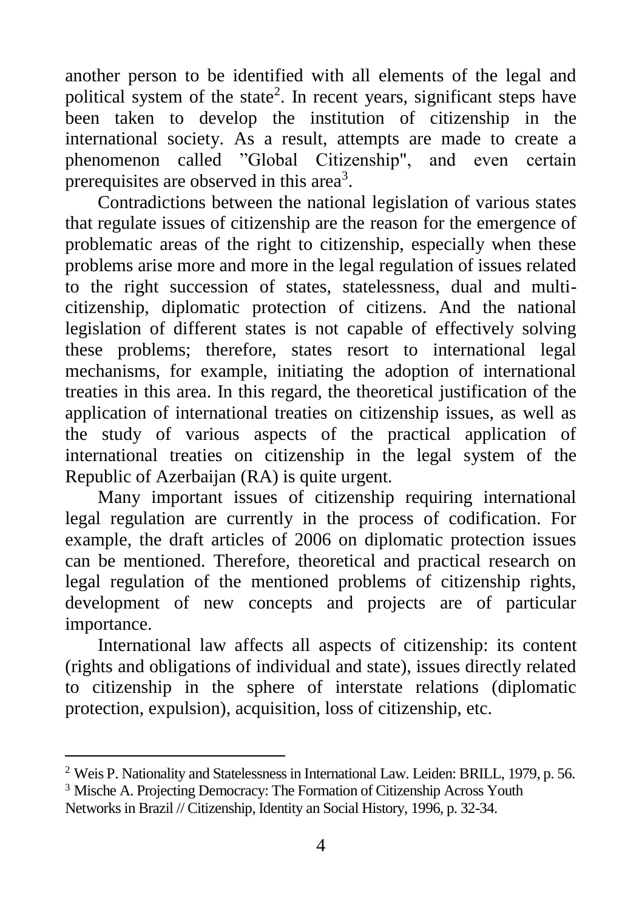another person to be identified with all elements of the legal and political system of the state[2]. In recent years, significant steps have been taken to develop the institution of citizenship in the international society. As a result, attempts are made to create a phenomenon called "Global Citizenship", and even certain prerequisites are observed in this area[3].

Contradictions between the national legislation of various states that regulate issues of citizenship are the reason for the emergence of problematic areas of the right to citizenship, especially when these problems arise more and more in the legal regulation of issues related to the right succession of states, statelessness, dual and multi-citizenship, diplomatic protection of citizens. And the national legislation of different states is not capable of effectively solving these problems; therefore, states resort to international legal mechanisms, for example, initiating the adoption of international treaties in this area. In this regard, the theoretical justification of the application of international treaties on citizenship issues, as well as the study of various aspects of the practical application of international treaties on citizenship in the legal system of the Republic of Azerbaijan (RA) is quite urgent.

Many important issues of citizenship requiring international legal regulation are currently in the process of codification. For example, the draft articles of 2006 on diplomatic protection issues can be mentioned. Therefore, theoretical and practical research on legal regulation of the mentioned problems of citizenship rights, development of new concepts and projects are of particular importance.

International law affects all aspects of citizenship: its content (rights and obligations of individual and state), issues directly related to citizenship in the sphere of interstate relations (diplomatic protection, expulsion), acquisition, loss of citizenship, etc.

---

[2] Weis P. Nationality and Statelessness in International Law. Leiden: BRILL, 1979, p. 56.

[3] Mische A. Projecting Democracy: The Formation of Citizenship Across Youth Networks in Brazil // Citizenship, Identity an Social History, 1996, p. 32-34.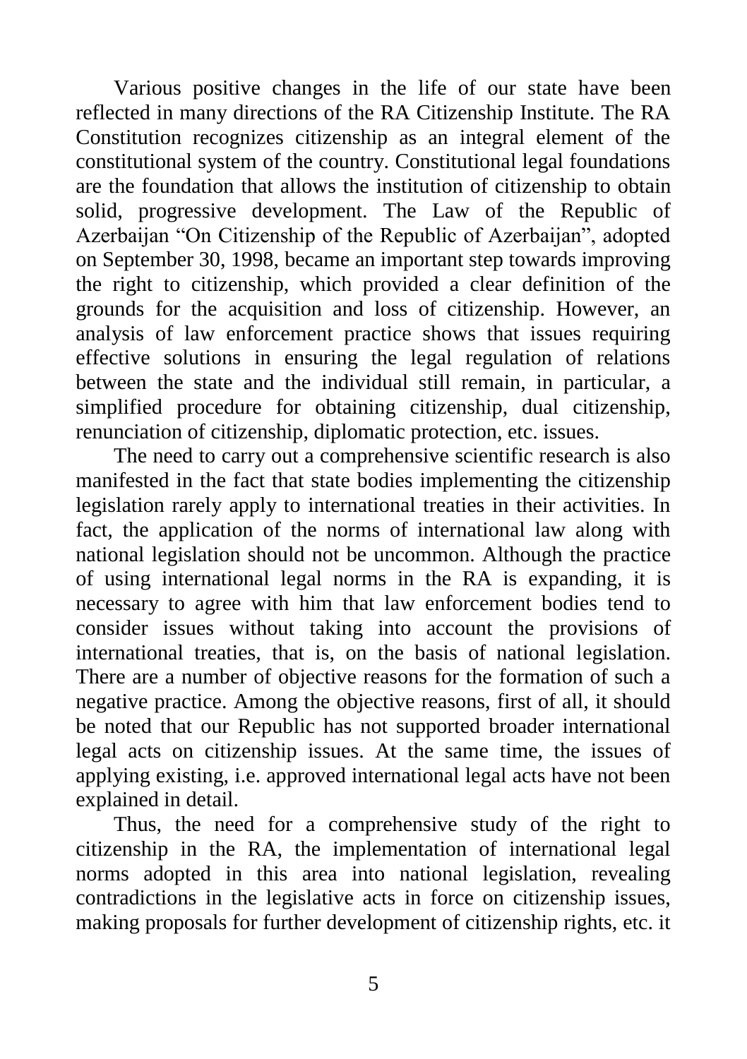Various positive changes in the life of our state have been reflected in many directions of the RA Citizenship Institute. The RA Constitution recognizes citizenship as an integral element of the constitutional system of the country. Constitutional legal foundations are the foundation that allows the institution of citizenship to obtain solid, progressive development. The Law of the Republic of Azerbaijan "On Citizenship of the Republic of Azerbaijan", adopted on September 30, 1998, became an important step towards improving the right to citizenship, which provided a clear definition of the grounds for the acquisition and loss of citizenship. However, an analysis of law enforcement practice shows that issues requiring effective solutions in ensuring the legal regulation of relations between the state and the individual still remain, in particular, a simplified procedure for obtaining citizenship, dual citizenship, renunciation of citizenship, diplomatic protection, etc. issues.

The need to carry out a comprehensive scientific research is also manifested in the fact that state bodies implementing the citizenship legislation rarely apply to international treaties in their activities. In fact, the application of the norms of international law along with national legislation should not be uncommon. Although the practice of using international legal norms in the RA is expanding, it is necessary to agree with him that law enforcement bodies tend to consider issues without taking into account the provisions of international treaties, that is, on the basis of national legislation. There are a number of objective reasons for the formation of such a negative practice. Among the objective reasons, first of all, it should be noted that our Republic has not supported broader international legal acts on citizenship issues. At the same time, the issues of applying existing, i.e. approved international legal acts have not been explained in detail.

Thus, the need for a comprehensive study of the right to citizenship in the RA, the implementation of international legal norms adopted in this area into national legislation, revealing contradictions in the legislative acts in force on citizenship issues, making proposals for further development of citizenship rights, etc. it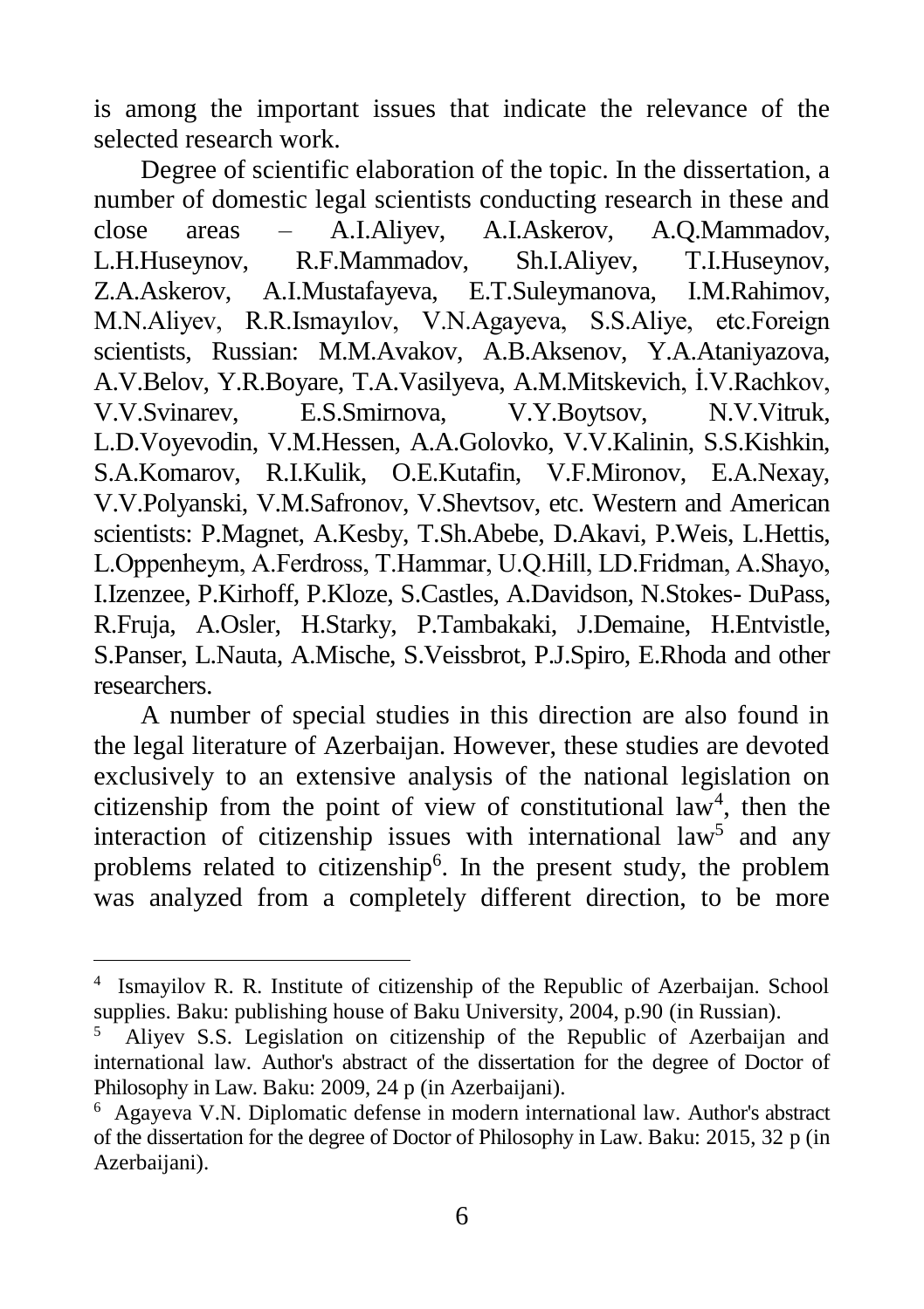is among the important issues that indicate the relevance of the selected research work.

Degree of scientific elaboration of the topic. In the dissertation, a number of domestic legal scientists conducting research in these and close areas – A.I.Aliyev, A.I.Askerov, A.Q.Mammadov, L.H.Huseynov, R.F.Mammadov, Sh.I.Aliyev, T.I.Huseynov, Z.A.Askerov, A.I.Mustafayeva, E.T.Suleymanova, I.M.Rahimov, M.N.Aliyev, R.R.Ismayılov, V.N.Agayeva, S.S.Aliye, etc.Foreign scientists, Russian: M.M.Avakov, A.B.Aksenov, Y.A.Ataniyazova, A.V.Belov, Y.R.Boyare, T.A.Vasilyeva, A.M.Mitskevich, İ.V.Rachkov, V.V.Svinarev, E.S.Smirnova, V.Y.Boytsov, N.V.Vitruk, L.D.Voyevodin, V.M.Hessen, A.A.Golovko, V.V.Kalinin, S.S.Kishkin, S.A.Komarov, R.I.Kulik, O.E.Kutafin, V.F.Mironov, E.A.Nexay, V.V.Polyanski, V.M.Safronov, V.Shevtsov, etc. Western and American scientists: P.Magnet, A.Kesby, T.Sh.Abebe, D.Akavi, P.Weis, L.Hettis, L.Oppenheym, A.Ferdross, T.Hammar, U.Q.Hill, LD.Fridman, A.Shayo, I.Izenzee, P.Kirhoff, P.Kloze, S.Castles, A.Davidson, N.Stokes- DuPass, R.Fruja, A.Osler, H.Starky, P.Tambakaki, J.Demaine, H.Entvistle, S.Panser, L.Nauta, A.Mische, S.Veissbrot, P.J.Spiro, E.Rhoda and other researchers.

A number of special studies in this direction are also found in the legal literature of Azerbaijan. However, these studies are devoted exclusively to an extensive analysis of the national legislation on citizenship from the point of view of constitutional law[4], then the interaction of citizenship issues with international law[5] and any problems related to citizenship[6]. In the present study, the problem was analyzed from a completely different direction, to be more

---

[4] Ismayilov R. R. Institute of citizenship of the Republic of Azerbaijan. School supplies. Baku: publishing house of Baku University, 2004, p.90 (in Russian).

[5] Aliyev S.S. Legislation on citizenship of the Republic of Azerbaijan and international law. Author's abstract of the dissertation for the degree of Doctor of Philosophy in Law. Baku: 2009, 24 p (in Azerbaijani).

[6] Agayeva V.N. Diplomatic defense in modern international law. Author's abstract of the dissertation for the degree of Doctor of Philosophy in Law. Baku: 2015, 32 p (in Azerbaijani).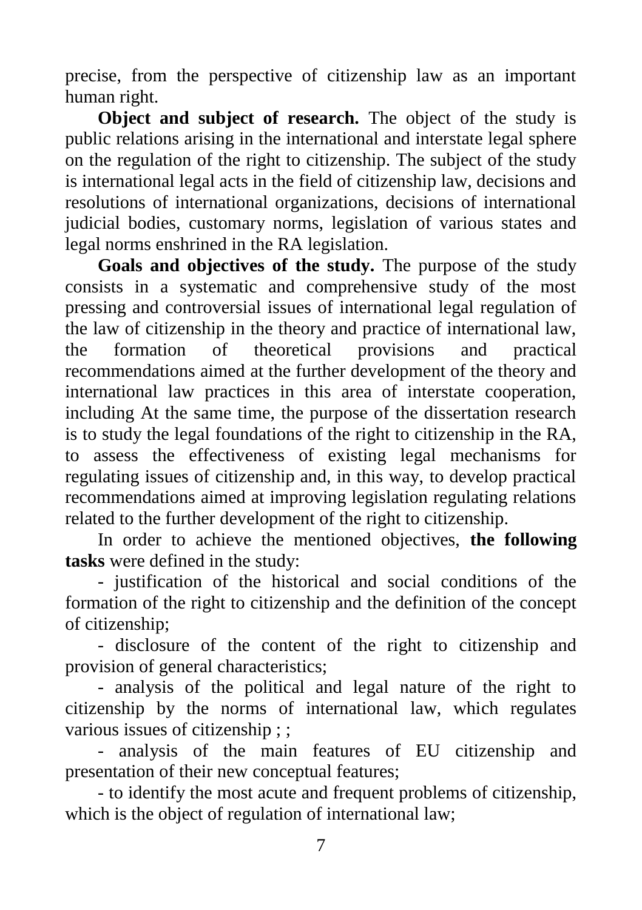precise, from the perspective of citizenship law as an important human right.

**Object and subject of research.** The object of the study is public relations arising in the international and interstate legal sphere on the regulation of the right to citizenship. The subject of the study is international legal acts in the field of citizenship law, decisions and resolutions of international organizations, decisions of international judicial bodies, customary norms, legislation of various states and legal norms enshrined in the RA legislation.

**Goals and objectives of the study.** The purpose of the study consists in a systematic and comprehensive study of the most pressing and controversial issues of international legal regulation of the law of citizenship in the theory and practice of international law, the formation of theoretical provisions and practical recommendations aimed at the further development of the theory and international law practices in this area of interstate cooperation, including At the same time, the purpose of the dissertation research is to study the legal foundations of the right to citizenship in the RA, to assess the effectiveness of existing legal mechanisms for regulating issues of citizenship and, in this way, to develop practical recommendations aimed at improving legislation regulating relations related to the further development of the right to citizenship.

In order to achieve the mentioned objectives, **the following tasks** were defined in the study:

- justification of the historical and social conditions of the formation of the right to citizenship and the definition of the concept of citizenship;
- disclosure of the content of the right to citizenship and provision of general characteristics;
- analysis of the political and legal nature of the right to citizenship by the norms of international law, which regulates various issues of citizenship ; ;
- analysis of the main features of EU citizenship and presentation of their new conceptual features;
- to identify the most acute and frequent problems of citizenship, which is the object of regulation of international law;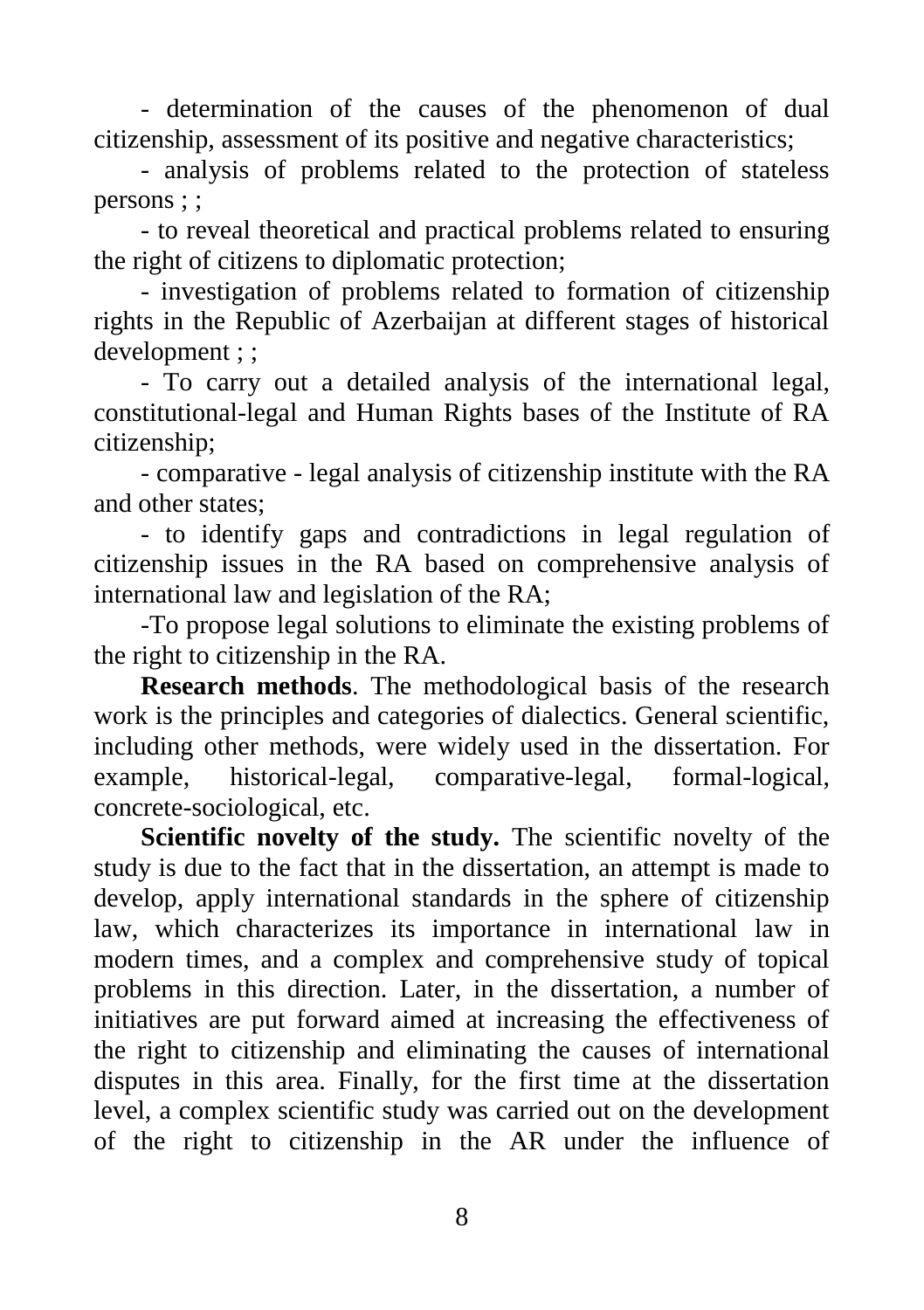- determination of the causes of the phenomenon of dual citizenship, assessment of its positive and negative characteristics;

- analysis of problems related to the protection of stateless persons ; ;

- to reveal theoretical and practical problems related to ensuring the right of citizens to diplomatic protection;

- investigation of problems related to formation of citizenship rights in the Republic of Azerbaijan at different stages of historical development ; ;

- To carry out a detailed analysis of the international legal, constitutional-legal and Human Rights bases of the Institute of RA citizenship;

- comparative - legal analysis of citizenship institute with the RA and other states;

- to identify gaps and contradictions in legal regulation of citizenship issues in the RA based on comprehensive analysis of international law and legislation of the RA;

-To propose legal solutions to eliminate the existing problems of the right to citizenship in the RA.

**Research methods**. The methodological basis of the research work is the principles and categories of dialectics. General scientific, including other methods, were widely used in the dissertation. For example, historical-legal, comparative-legal, formal-logical, concrete-sociological, etc.

**Scientific novelty of the study.** The scientific novelty of the study is due to the fact that in the dissertation, an attempt is made to develop, apply international standards in the sphere of citizenship law, which characterizes its importance in international law in modern times, and a complex and comprehensive study of topical problems in this direction. Later, in the dissertation, a number of initiatives are put forward aimed at increasing the effectiveness of the right to citizenship and eliminating the causes of international disputes in this area. Finally, for the first time at the dissertation level, a complex scientific study was carried out on the development of the right to citizenship in the AR under the influence of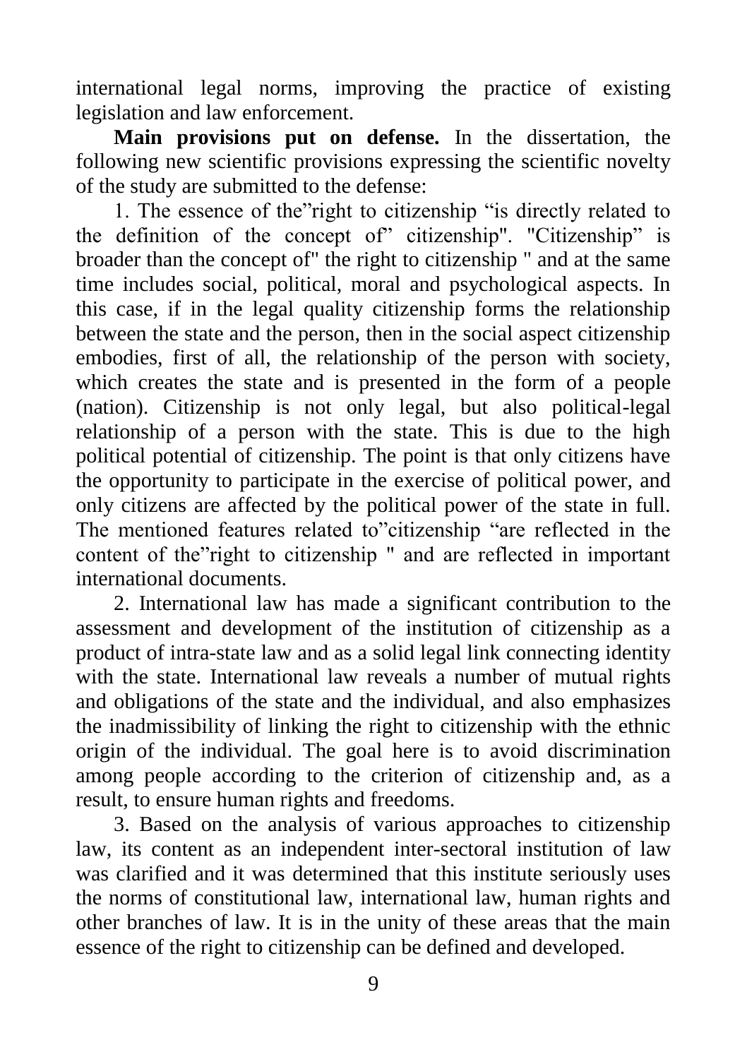international legal norms, improving the practice of existing legislation and law enforcement.

**Main provisions put on defense.** In the dissertation, the following new scientific provisions expressing the scientific novelty of the study are submitted to the defense:

1. The essence of the"right to citizenship "is directly related to the definition of the concept of" citizenship". "Citizenship" is broader than the concept of" the right to citizenship " and at the same time includes social, political, moral and psychological aspects. In this case, if in the legal quality citizenship forms the relationship between the state and the person, then in the social aspect citizenship embodies, first of all, the relationship of the person with society, which creates the state and is presented in the form of a people (nation). Citizenship is not only legal, but also political-legal relationship of a person with the state. This is due to the high political potential of citizenship. The point is that only citizens have the opportunity to participate in the exercise of political power, and only citizens are affected by the political power of the state in full. The mentioned features related to"citizenship "are reflected in the content of the"right to citizenship " and are reflected in important international documents.

2. International law has made a significant contribution to the assessment and development of the institution of citizenship as a product of intra-state law and as a solid legal link connecting identity with the state. International law reveals a number of mutual rights and obligations of the state and the individual, and also emphasizes the inadmissibility of linking the right to citizenship with the ethnic origin of the individual. The goal here is to avoid discrimination among people according to the criterion of citizenship and, as a result, to ensure human rights and freedoms.

3. Based on the analysis of various approaches to citizenship law, its content as an independent inter-sectoral institution of law was clarified and it was determined that this institute seriously uses the norms of constitutional law, international law, human rights and other branches of law. It is in the unity of these areas that the main essence of the right to citizenship can be defined and developed.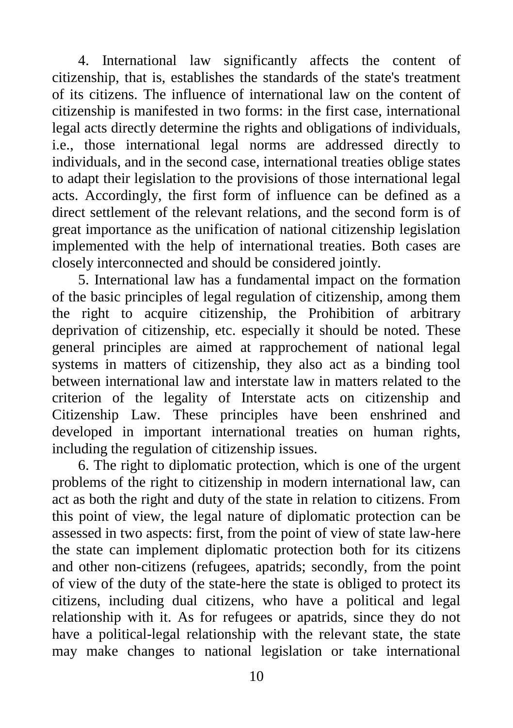4. International law significantly affects the content of citizenship, that is, establishes the standards of the state's treatment of its citizens. The influence of international law on the content of citizenship is manifested in two forms: in the first case, international legal acts directly determine the rights and obligations of individuals, i.e., those international legal norms are addressed directly to individuals, and in the second case, international treaties oblige states to adapt their legislation to the provisions of those international legal acts. Accordingly, the first form of influence can be defined as a direct settlement of the relevant relations, and the second form is of great importance as the unification of national citizenship legislation implemented with the help of international treaties. Both cases are closely interconnected and should be considered jointly.

5. International law has a fundamental impact on the formation of the basic principles of legal regulation of citizenship, among them the right to acquire citizenship, the Prohibition of arbitrary deprivation of citizenship, etc. especially it should be noted. These general principles are aimed at rapprochement of national legal systems in matters of citizenship, they also act as a binding tool between international law and interstate law in matters related to the criterion of the legality of Interstate acts on citizenship and Citizenship Law. These principles have been enshrined and developed in important international treaties on human rights, including the regulation of citizenship issues.

6. The right to diplomatic protection, which is one of the urgent problems of the right to citizenship in modern international law, can act as both the right and duty of the state in relation to citizens. From this point of view, the legal nature of diplomatic protection can be assessed in two aspects: first, from the point of view of state law-here the state can implement diplomatic protection both for its citizens and other non-citizens (refugees, apatrids; secondly, from the point of view of the duty of the state-here the state is obliged to protect its citizens, including dual citizens, who have a political and legal relationship with it. As for refugees or apatrids, since they do not have a political-legal relationship with the relevant state, the state may make changes to national legislation or take international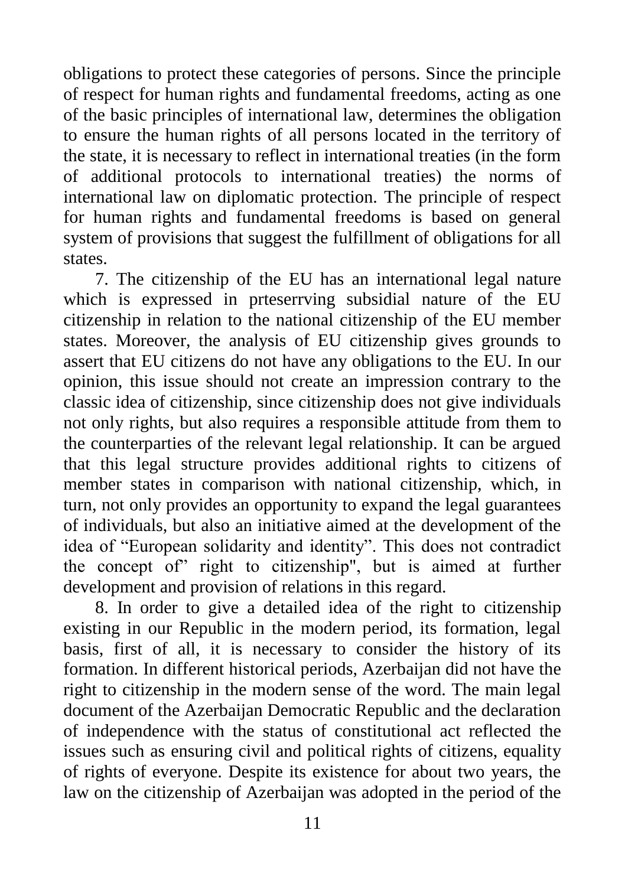obligations to protect these categories of persons. Since the principle of respect for human rights and fundamental freedoms, acting as one of the basic principles of international law, determines the obligation to ensure the human rights of all persons located in the territory of the state, it is necessary to reflect in international treaties (in the form of additional protocols to international treaties) the norms of international law on diplomatic protection. The principle of respect for human rights and fundamental freedoms is based on general system of provisions that suggest the fulfillment of obligations for all states.

7. The citizenship of the EU has an international legal nature which is expressed in prteserrving subsidial nature of the EU citizenship in relation to the national citizenship of the EU member states. Moreover, the analysis of EU citizenship gives grounds to assert that EU citizens do not have any obligations to the EU. In our opinion, this issue should not create an impression contrary to the classic idea of citizenship, since citizenship does not give individuals not only rights, but also requires a responsible attitude from them to the counterparties of the relevant legal relationship. It can be argued that this legal structure provides additional rights to citizens of member states in comparison with national citizenship, which, in turn, not only provides an opportunity to expand the legal guarantees of individuals, but also an initiative aimed at the development of the idea of "European solidarity and identity". This does not contradict the concept of" right to citizenship", but is aimed at further development and provision of relations in this regard.

8. In order to give a detailed idea of the right to citizenship existing in our Republic in the modern period, its formation, legal basis, first of all, it is necessary to consider the history of its formation. In different historical periods, Azerbaijan did not have the right to citizenship in the modern sense of the word. The main legal document of the Azerbaijan Democratic Republic and the declaration of independence with the status of constitutional act reflected the issues such as ensuring civil and political rights of citizens, equality of rights of everyone. Despite its existence for about two years, the law on the citizenship of Azerbaijan was adopted in the period of the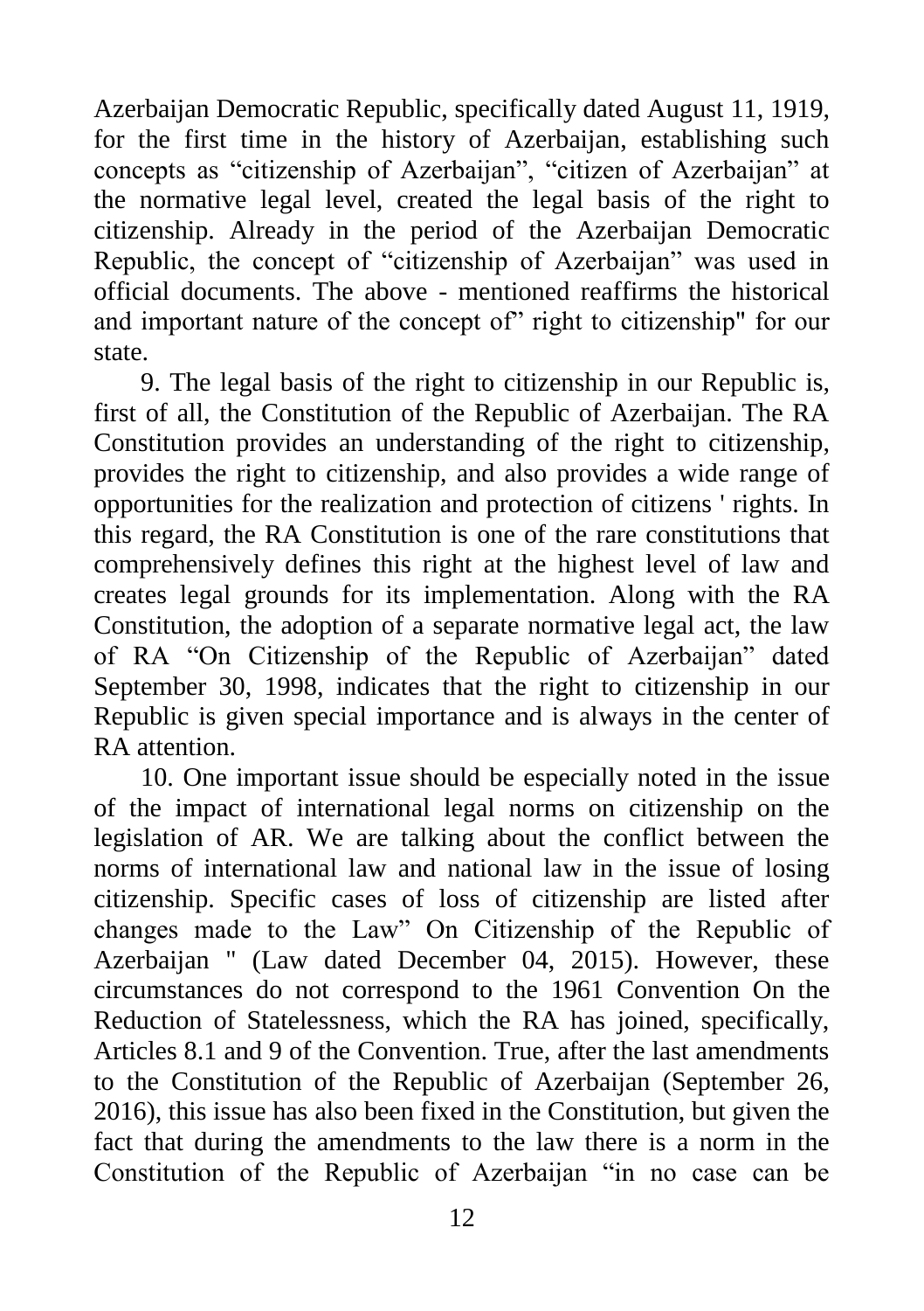Azerbaijan Democratic Republic, specifically dated August 11, 1919, for the first time in the history of Azerbaijan, establishing such concepts as "citizenship of Azerbaijan", "citizen of Azerbaijan" at the normative legal level, created the legal basis of the right to citizenship. Already in the period of the Azerbaijan Democratic Republic, the concept of "citizenship of Azerbaijan" was used in official documents. The above - mentioned reaffirms the historical and important nature of the concept of" right to citizenship" for our state.

9. The legal basis of the right to citizenship in our Republic is, first of all, the Constitution of the Republic of Azerbaijan. The RA Constitution provides an understanding of the right to citizenship, provides the right to citizenship, and also provides a wide range of opportunities for the realization and protection of citizens ' rights. In this regard, the RA Constitution is one of the rare constitutions that comprehensively defines this right at the highest level of law and creates legal grounds for its implementation. Along with the RA Constitution, the adoption of a separate normative legal act, the law of RA "On Citizenship of the Republic of Azerbaijan" dated September 30, 1998, indicates that the right to citizenship in our Republic is given special importance and is always in the center of RA attention.

10. One important issue should be especially noted in the issue of the impact of international legal norms on citizenship on the legislation of AR. We are talking about the conflict between the norms of international law and national law in the issue of losing citizenship. Specific cases of loss of citizenship are listed after changes made to the Law" On Citizenship of the Republic of Azerbaijan " (Law dated December 04, 2015). However, these circumstances do not correspond to the 1961 Convention On the Reduction of Statelessness, which the RA has joined, specifically, Articles 8.1 and 9 of the Convention. True, after the last amendments to the Constitution of the Republic of Azerbaijan (September 26, 2016), this issue has also been fixed in the Constitution, but given the fact that during the amendments to the law there is a norm in the Constitution of the Republic of Azerbaijan "in no case can be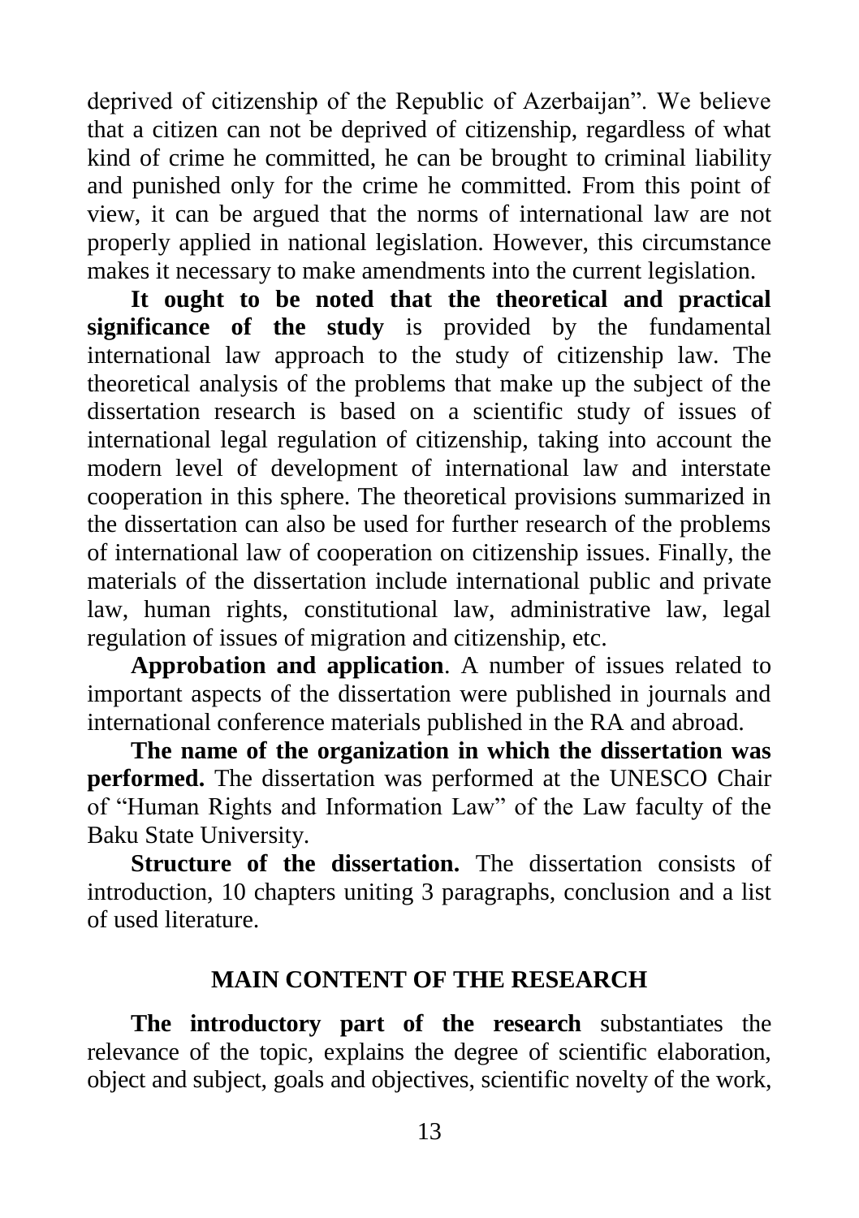deprived of citizenship of the Republic of Azerbaijan". We believe that a citizen can not be deprived of citizenship, regardless of what kind of crime he committed, he can be brought to criminal liability and punished only for the crime he committed. From this point of view, it can be argued that the norms of international law are not properly applied in national legislation. However, this circumstance makes it necessary to make amendments into the current legislation.

**It ought to be noted that the theoretical and practical significance of the study** is provided by the fundamental international law approach to the study of citizenship law. The theoretical analysis of the problems that make up the subject of the dissertation research is based on a scientific study of issues of international legal regulation of citizenship, taking into account the modern level of development of international law and interstate cooperation in this sphere. The theoretical provisions summarized in the dissertation can also be used for further research of the problems of international law of cooperation on citizenship issues. Finally, the materials of the dissertation include international public and private law, human rights, constitutional law, administrative law, legal regulation of issues of migration and citizenship, etc.

**Approbation and application**. A number of issues related to important aspects of the dissertation were published in journals and international conference materials published in the RA and abroad.

**The name of the organization in which the dissertation was performed.** The dissertation was performed at the UNESCO Chair of "Human Rights and Information Law" of the Law faculty of the Baku State University.

**Structure of the dissertation.** The dissertation consists of introduction, 10 chapters uniting 3 paragraphs, conclusion and a list of used literature.

## MAIN CONTENT OF THE RESEARCH

**The introductory part of the research** substantiates the relevance of the topic, explains the degree of scientific elaboration, object and subject, goals and objectives, scientific novelty of the work,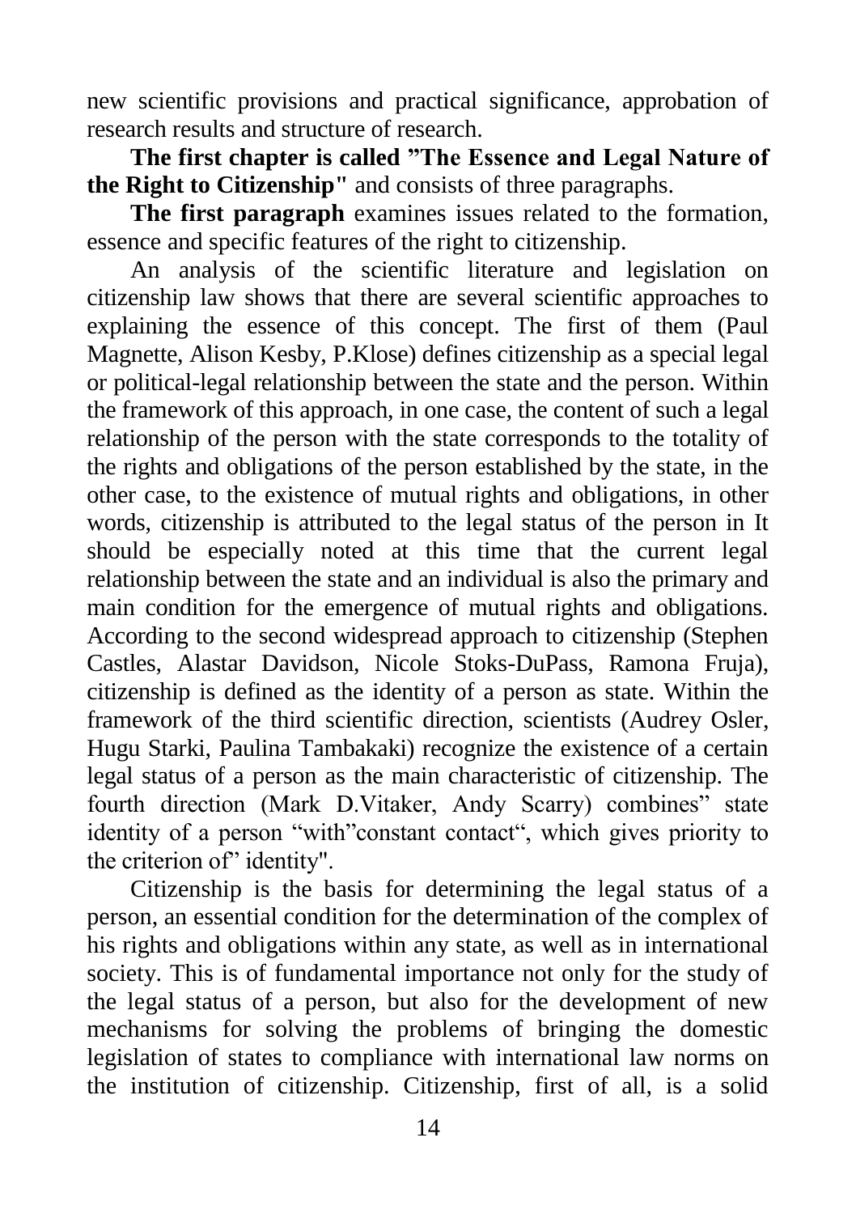new scientific provisions and practical significance, approbation of research results and structure of research.

**The first chapter is called "The Essence and Legal Nature of the Right to Citizenship"** and consists of three paragraphs.

**The first paragraph** examines issues related to the formation, essence and specific features of the right to citizenship.

An analysis of the scientific literature and legislation on citizenship law shows that there are several scientific approaches to explaining the essence of this concept. The first of them (Paul Magnette, Alison Kesby, P.Klose) defines citizenship as a special legal or political-legal relationship between the state and the person. Within the framework of this approach, in one case, the content of such a legal relationship of the person with the state corresponds to the totality of the rights and obligations of the person established by the state, in the other case, to the existence of mutual rights and obligations, in other words, citizenship is attributed to the legal status of the person in It should be especially noted at this time that the current legal relationship between the state and an individual is also the primary and main condition for the emergence of mutual rights and obligations. According to the second widespread approach to citizenship (Stephen Castles, Alastar Davidson, Nicole Stoks-DuPass, Ramona Fruja), citizenship is defined as the identity of a person as state. Within the framework of the third scientific direction, scientists (Audrey Osler, Hugu Starki, Paulina Tambakaki) recognize the existence of a certain legal status of a person as the main characteristic of citizenship. The fourth direction (Mark D.Vitaker, Andy Scarry) combines" state identity of a person "with"constant contact", which gives priority to the criterion of" identity".

Citizenship is the basis for determining the legal status of a person, an essential condition for the determination of the complex of his rights and obligations within any state, as well as in international society. This is of fundamental importance not only for the study of the legal status of a person, but also for the development of new mechanisms for solving the problems of bringing the domestic legislation of states to compliance with international law norms on the institution of citizenship. Citizenship, first of all, is a solid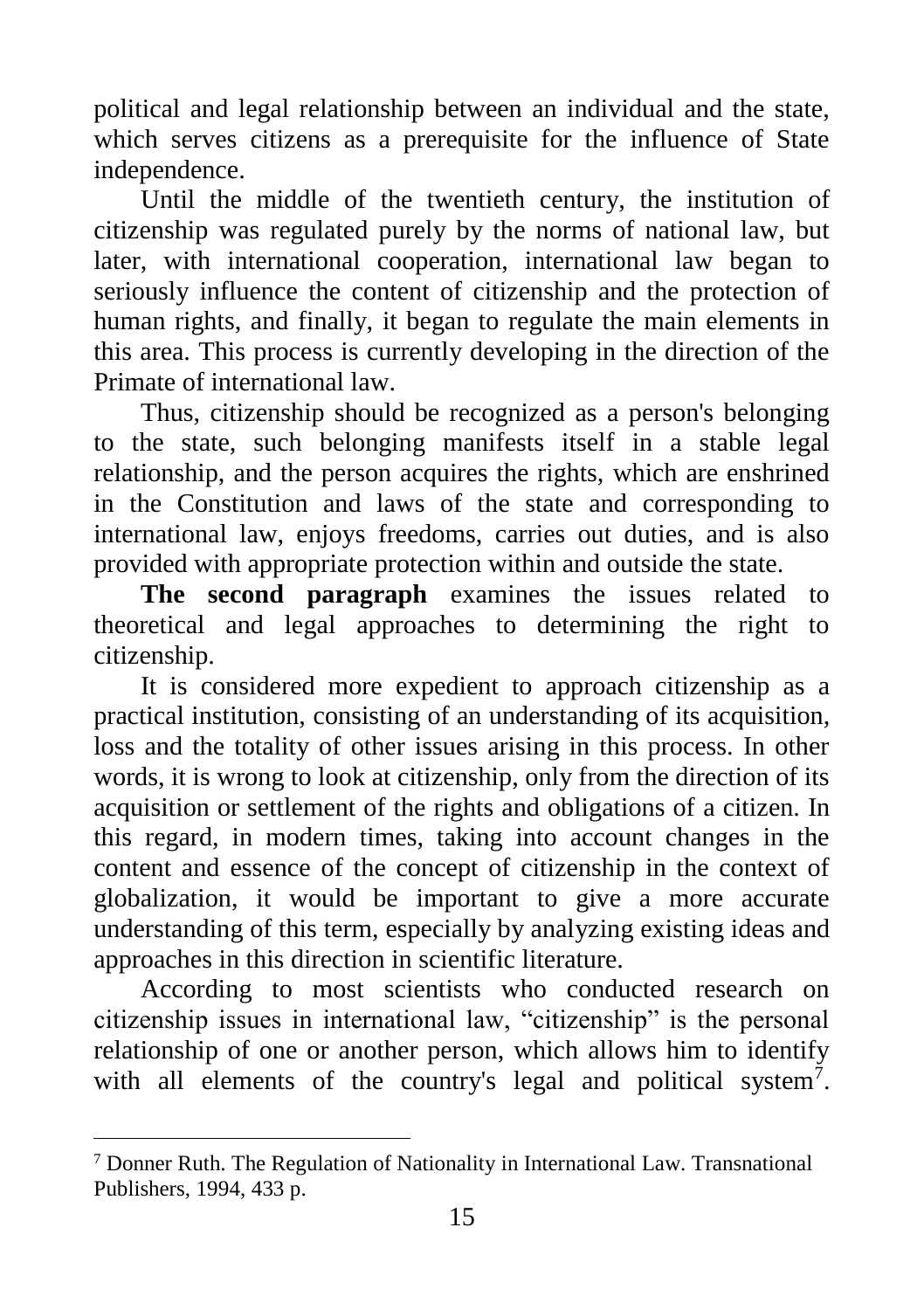political and legal relationship between an individual and the state, which serves citizens as a prerequisite for the influence of State independence.

Until the middle of the twentieth century, the institution of citizenship was regulated purely by the norms of national law, but later, with international cooperation, international law began to seriously influence the content of citizenship and the protection of human rights, and finally, it began to regulate the main elements in this area. This process is currently developing in the direction of the Primate of international law.

Thus, citizenship should be recognized as a person's belonging to the state, such belonging manifests itself in a stable legal relationship, and the person acquires the rights, which are enshrined in the Constitution and laws of the state and corresponding to international law, enjoys freedoms, carries out duties, and is also provided with appropriate protection within and outside the state.

**The second paragraph** examines the issues related to theoretical and legal approaches to determining the right to citizenship.

It is considered more expedient to approach citizenship as a practical institution, consisting of an understanding of its acquisition, loss and the totality of other issues arising in this process. In other words, it is wrong to look at citizenship, only from the direction of its acquisition or settlement of the rights and obligations of a citizen. In this regard, in modern times, taking into account changes in the content and essence of the concept of citizenship in the context of globalization, it would be important to give a more accurate understanding of this term, especially by analyzing existing ideas and approaches in this direction in scientific literature.

According to most scientists who conducted research on citizenship issues in international law, "citizenship" is the personal relationship of one or another person, which allows him to identify with all elements of the country's legal and political system[7].

---

[7] Donner Ruth. The Regulation of Nationality in International Law. Transnational Publishers, 1994, 433 p.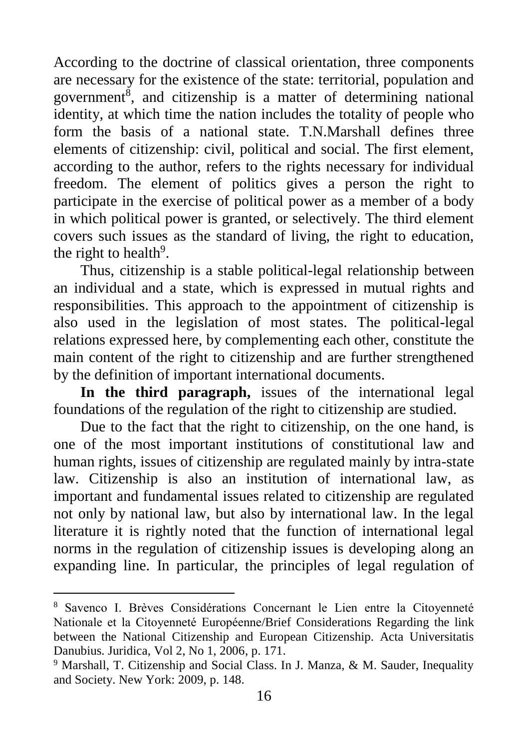According to the doctrine of classical orientation, three components are necessary for the existence of the state: territorial, population and government[8], and citizenship is a matter of determining national identity, at which time the nation includes the totality of people who form the basis of a national state. T.N.Marshall defines three elements of citizenship: civil, political and social. The first element, according to the author, refers to the rights necessary for individual freedom. The element of politics gives a person the right to participate in the exercise of political power as a member of a body in which political power is granted, or selectively. The third element covers such issues as the standard of living, the right to education, the right to health[9].

Thus, citizenship is a stable political-legal relationship between an individual and a state, which is expressed in mutual rights and responsibilities. This approach to the appointment of citizenship is also used in the legislation of most states. The political-legal relations expressed here, by complementing each other, constitute the main content of the right to citizenship and are further strengthened by the definition of important international documents.

**In the third paragraph,** issues of the international legal foundations of the regulation of the right to citizenship are studied.

Due to the fact that the right to citizenship, on the one hand, is one of the most important institutions of constitutional law and human rights, issues of citizenship are regulated mainly by intra-state law. Citizenship is also an institution of international law, as important and fundamental issues related to citizenship are regulated not only by national law, but also by international law. In the legal literature it is rightly noted that the function of international legal norms in the regulation of citizenship issues is developing along an expanding line. In particular, the principles of legal regulation of

---

[8] Savenco I. Brèves Considérations Concernant le Lien entre la Citoyenneté Nationale et la Citoyenneté Européenne/Brief Considerations Regarding the link between the National Citizenship and European Citizenship. Acta Universitatis Danubius. Juridica, Vol 2, No 1, 2006, p. 171.

[9] Marshall, T. Citizenship and Social Class. In J. Manza, & M. Sauder, Inequality and Society. New York: 2009, p. 148.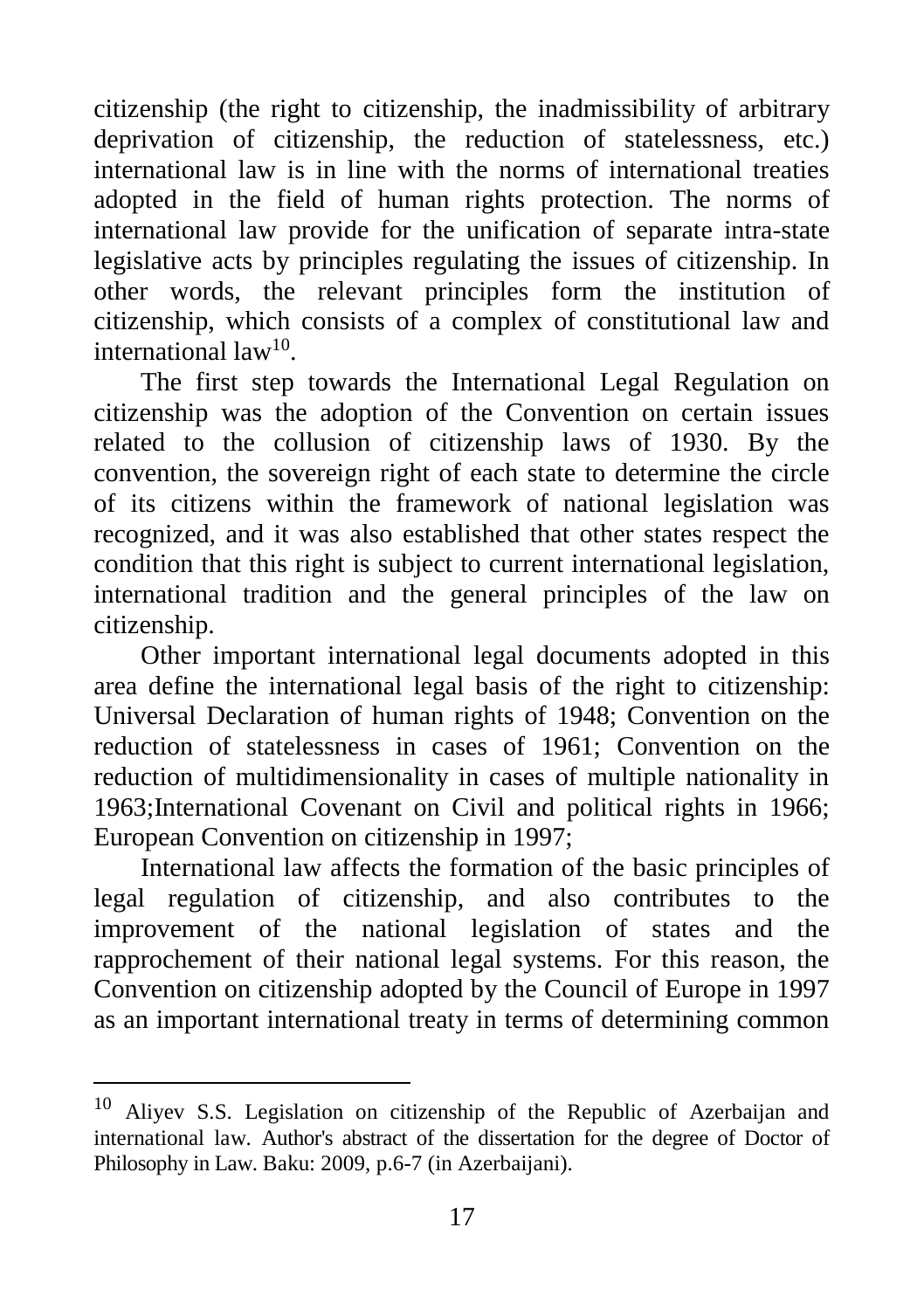citizenship (the right to citizenship, the inadmissibility of arbitrary deprivation of citizenship, the reduction of statelessness, etc.) international law is in line with the norms of international treaties adopted in the field of human rights protection. The norms of international law provide for the unification of separate intra-state legislative acts by principles regulating the issues of citizenship. In other words, the relevant principles form the institution of citizenship, which consists of a complex of constitutional law and international law[10].

The first step towards the International Legal Regulation on citizenship was the adoption of the Convention on certain issues related to the collusion of citizenship laws of 1930. By the convention, the sovereign right of each state to determine the circle of its citizens within the framework of national legislation was recognized, and it was also established that other states respect the condition that this right is subject to current international legislation, international tradition and the general principles of the law on citizenship.

Other important international legal documents adopted in this area define the international legal basis of the right to citizenship: Universal Declaration of human rights of 1948; Convention on the reduction of statelessness in cases of 1961; Convention on the reduction of multidimensionality in cases of multiple nationality in 1963;International Covenant on Civil and political rights in 1966; European Convention on citizenship in 1997;

International law affects the formation of the basic principles of legal regulation of citizenship, and also contributes to the improvement of the national legislation of states and the rapprochement of their national legal systems. For this reason, the Convention on citizenship adopted by the Council of Europe in 1997 as an important international treaty in terms of determining common

---

[10] Aliyev S.S. Legislation on citizenship of the Republic of Azerbaijan and international law. Author's abstract of the dissertation for the degree of Doctor of Philosophy in Law. Baku: 2009, p.6-7 (in Azerbaijani).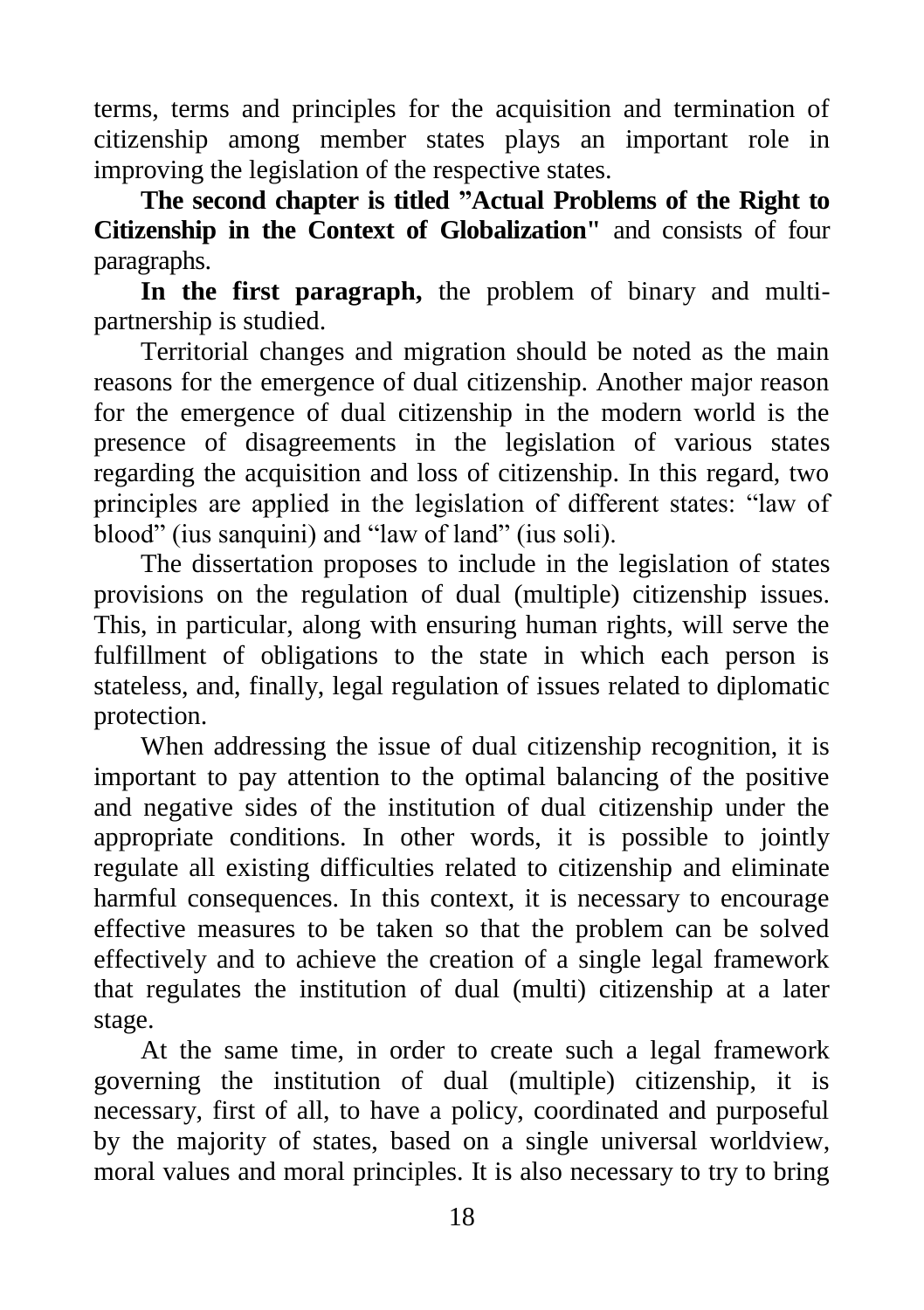terms, terms and principles for the acquisition and termination of citizenship among member states plays an important role in improving the legislation of the respective states.

**The second chapter is titled "Actual Problems of the Right to Citizenship in the Context of Globalization"** and consists of four paragraphs.

**In the first paragraph,** the problem of binary and multi-partnership is studied.

Territorial changes and migration should be noted as the main reasons for the emergence of dual citizenship. Another major reason for the emergence of dual citizenship in the modern world is the presence of disagreements in the legislation of various states regarding the acquisition and loss of citizenship. In this regard, two principles are applied in the legislation of different states: "law of blood" (ius sanquini) and "law of land" (ius soli).

The dissertation proposes to include in the legislation of states provisions on the regulation of dual (multiple) citizenship issues. This, in particular, along with ensuring human rights, will serve the fulfillment of obligations to the state in which each person is stateless, and, finally, legal regulation of issues related to diplomatic protection.

When addressing the issue of dual citizenship recognition, it is important to pay attention to the optimal balancing of the positive and negative sides of the institution of dual citizenship under the appropriate conditions. In other words, it is possible to jointly regulate all existing difficulties related to citizenship and eliminate harmful consequences. In this context, it is necessary to encourage effective measures to be taken so that the problem can be solved effectively and to achieve the creation of a single legal framework that regulates the institution of dual (multi) citizenship at a later stage.

At the same time, in order to create such a legal framework governing the institution of dual (multiple) citizenship, it is necessary, first of all, to have a policy, coordinated and purposeful by the majority of states, based on a single universal worldview, moral values and moral principles. It is also necessary to try to bring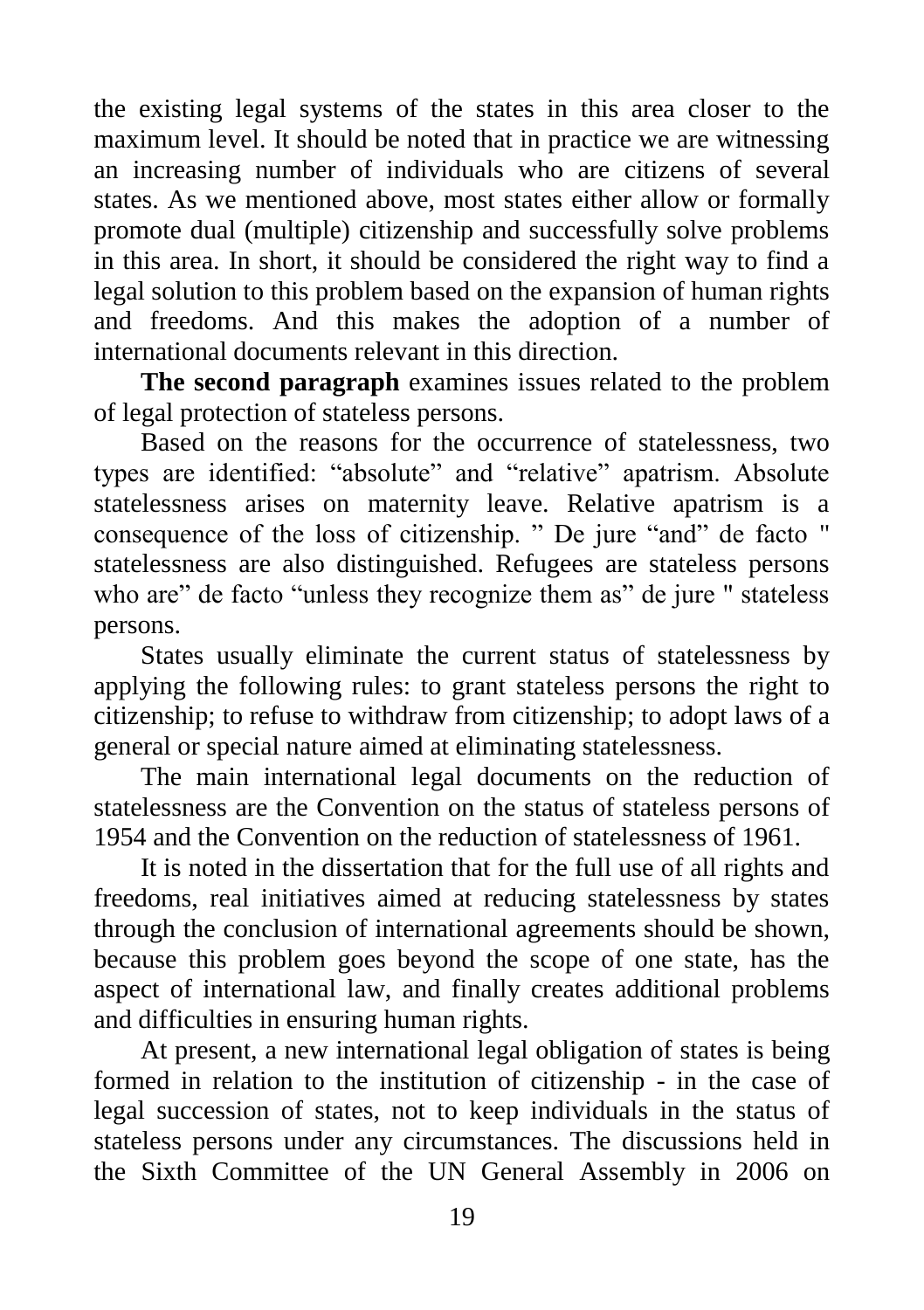the existing legal systems of the states in this area closer to the maximum level. It should be noted that in practice we are witnessing an increasing number of individuals who are citizens of several states. As we mentioned above, most states either allow or formally promote dual (multiple) citizenship and successfully solve problems in this area. In short, it should be considered the right way to find a legal solution to this problem based on the expansion of human rights and freedoms. And this makes the adoption of a number of international documents relevant in this direction.

**The second paragraph** examines issues related to the problem of legal protection of stateless persons.

Based on the reasons for the occurrence of statelessness, two types are identified: "absolute" and "relative" apatrism. Absolute statelessness arises on maternity leave. Relative apatrism is a consequence of the loss of citizenship. " De jure "and" de facto " statelessness are also distinguished. Refugees are stateless persons who are" de facto "unless they recognize them as" de jure " stateless persons.

States usually eliminate the current status of statelessness by applying the following rules: to grant stateless persons the right to citizenship; to refuse to withdraw from citizenship; to adopt laws of a general or special nature aimed at eliminating statelessness.

The main international legal documents on the reduction of statelessness are the Convention on the status of stateless persons of 1954 and the Convention on the reduction of statelessness of 1961.

It is noted in the dissertation that for the full use of all rights and freedoms, real initiatives aimed at reducing statelessness by states through the conclusion of international agreements should be shown, because this problem goes beyond the scope of one state, has the aspect of international law, and finally creates additional problems and difficulties in ensuring human rights.

At present, a new international legal obligation of states is being formed in relation to the institution of citizenship - in the case of legal succession of states, not to keep individuals in the status of stateless persons under any circumstances. The discussions held in the Sixth Committee of the UN General Assembly in 2006 on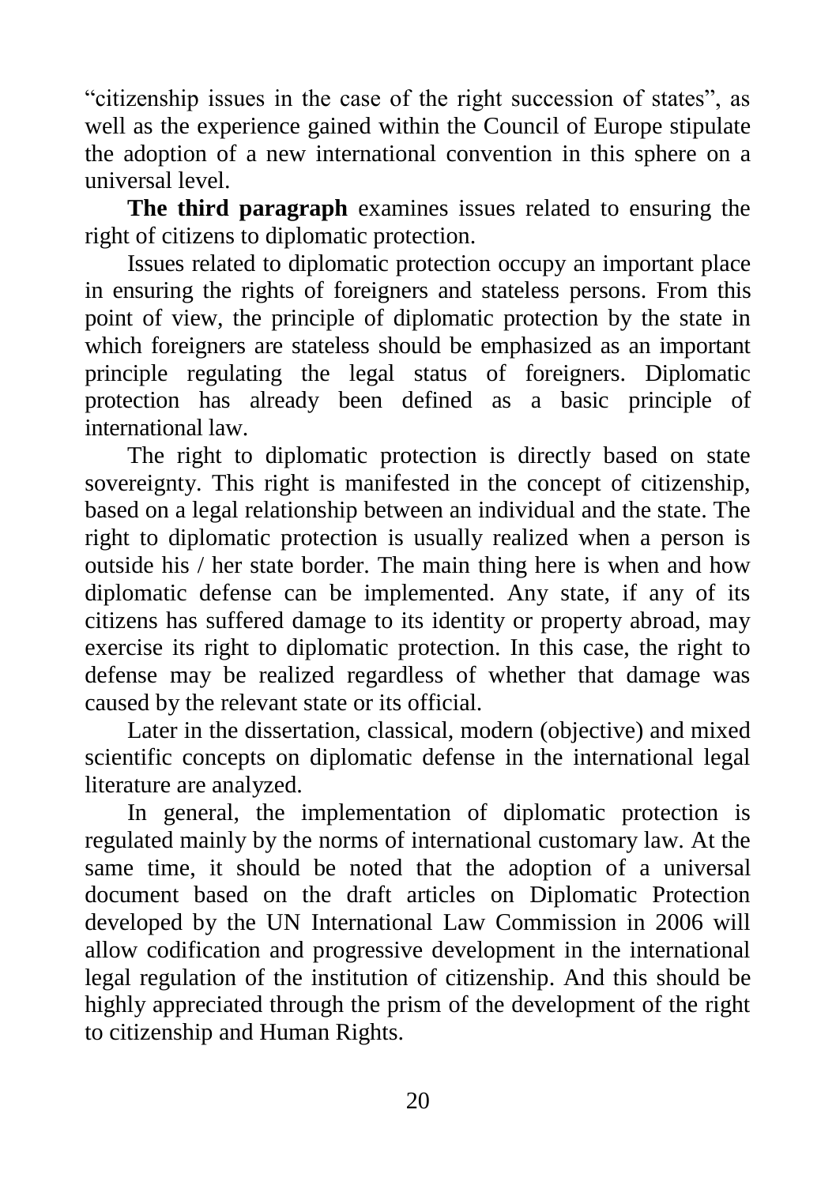"citizenship issues in the case of the right succession of states", as well as the experience gained within the Council of Europe stipulate the adoption of a new international convention in this sphere on a universal level.

**The third paragraph** examines issues related to ensuring the right of citizens to diplomatic protection.

Issues related to diplomatic protection occupy an important place in ensuring the rights of foreigners and stateless persons. From this point of view, the principle of diplomatic protection by the state in which foreigners are stateless should be emphasized as an important principle regulating the legal status of foreigners. Diplomatic protection has already been defined as a basic principle of international law.

The right to diplomatic protection is directly based on state sovereignty. This right is manifested in the concept of citizenship, based on a legal relationship between an individual and the state. The right to diplomatic protection is usually realized when a person is outside his / her state border. The main thing here is when and how diplomatic defense can be implemented. Any state, if any of its citizens has suffered damage to its identity or property abroad, may exercise its right to diplomatic protection. In this case, the right to defense may be realized regardless of whether that damage was caused by the relevant state or its official.

Later in the dissertation, classical, modern (objective) and mixed scientific concepts on diplomatic defense in the international legal literature are analyzed.

In general, the implementation of diplomatic protection is regulated mainly by the norms of international customary law. At the same time, it should be noted that the adoption of a universal document based on the draft articles on Diplomatic Protection developed by the UN International Law Commission in 2006 will allow codification and progressive development in the international legal regulation of the institution of citizenship. And this should be highly appreciated through the prism of the development of the right to citizenship and Human Rights.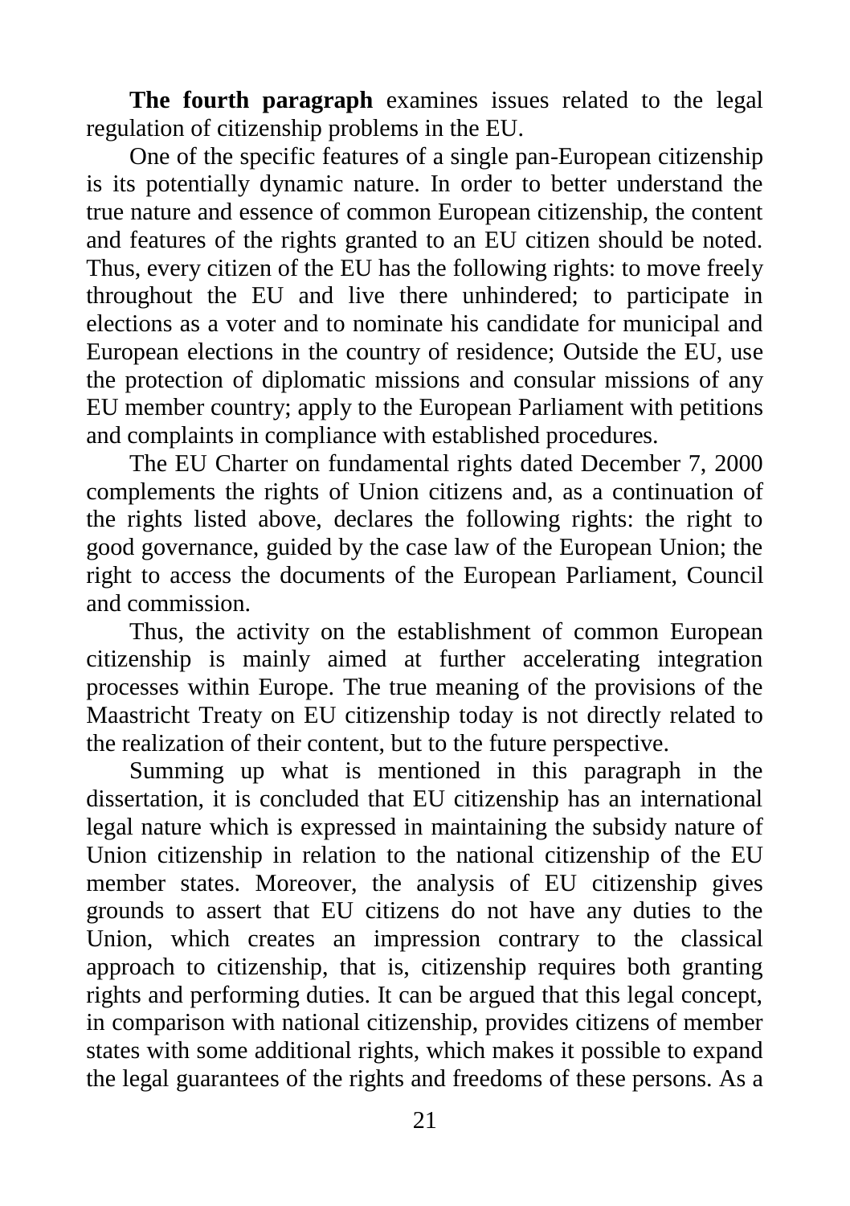**The fourth paragraph** examines issues related to the legal regulation of citizenship problems in the EU.

One of the specific features of a single pan-European citizenship is its potentially dynamic nature. In order to better understand the true nature and essence of common European citizenship, the content and features of the rights granted to an EU citizen should be noted. Thus, every citizen of the EU has the following rights: to move freely throughout the EU and live there unhindered; to participate in elections as a voter and to nominate his candidate for municipal and European elections in the country of residence; Outside the EU, use the protection of diplomatic missions and consular missions of any EU member country; apply to the European Parliament with petitions and complaints in compliance with established procedures.

The EU Charter on fundamental rights dated December 7, 2000 complements the rights of Union citizens and, as a continuation of the rights listed above, declares the following rights: the right to good governance, guided by the case law of the European Union; the right to access the documents of the European Parliament, Council and commission.

Thus, the activity on the establishment of common European citizenship is mainly aimed at further accelerating integration processes within Europe. The true meaning of the provisions of the Maastricht Treaty on EU citizenship today is not directly related to the realization of their content, but to the future perspective.

Summing up what is mentioned in this paragraph in the dissertation, it is concluded that EU citizenship has an international legal nature which is expressed in maintaining the subsidy nature of Union citizenship in relation to the national citizenship of the EU member states. Moreover, the analysis of EU citizenship gives grounds to assert that EU citizens do not have any duties to the Union, which creates an impression contrary to the classical approach to citizenship, that is, citizenship requires both granting rights and performing duties. It can be argued that this legal concept, in comparison with national citizenship, provides citizens of member states with some additional rights, which makes it possible to expand the legal guarantees of the rights and freedoms of these persons. As a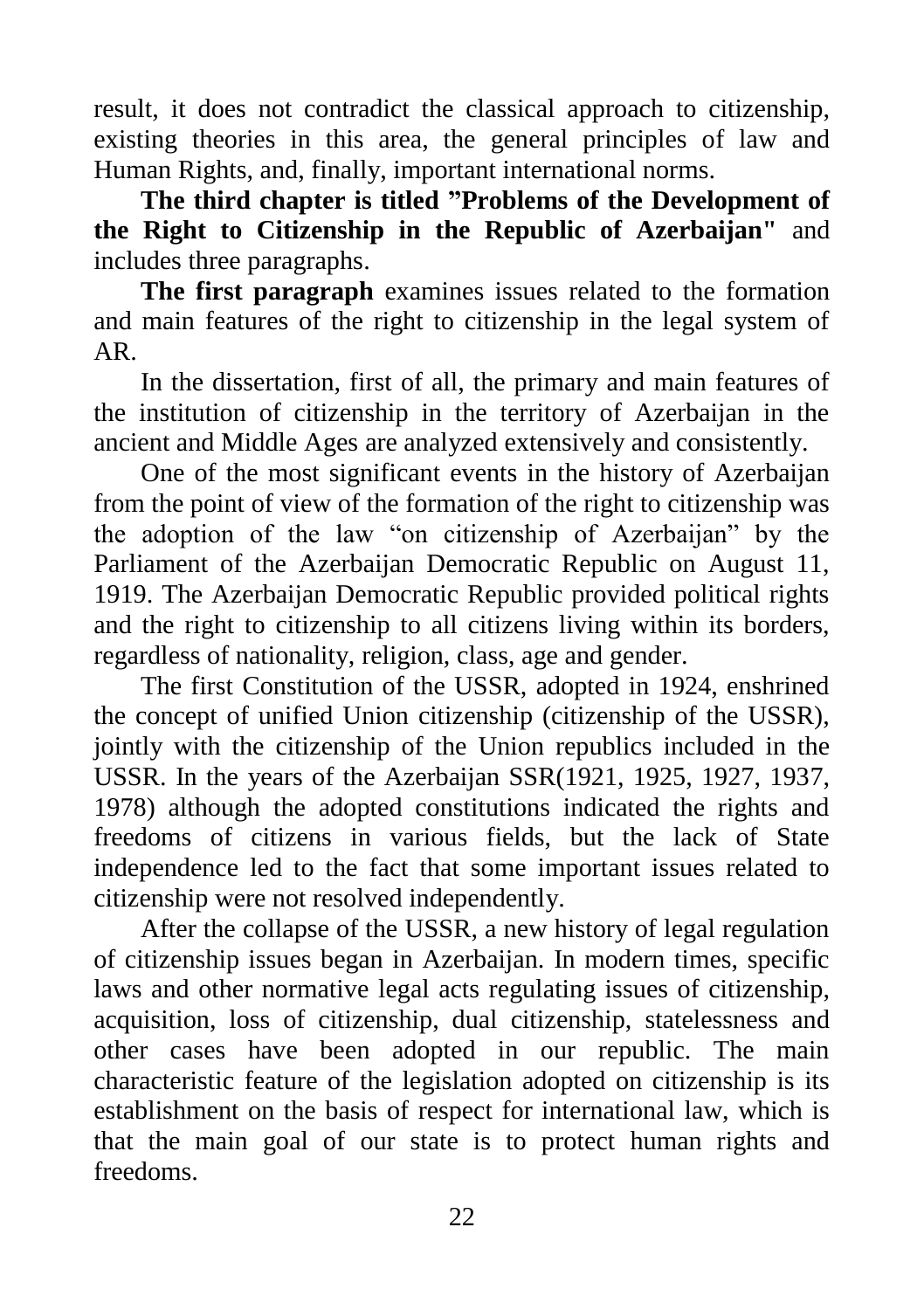result, it does not contradict the classical approach to citizenship, existing theories in this area, the general principles of law and Human Rights, and, finally, important international norms.

**The third chapter is titled ”Problems of the Development of the Right to Citizenship in the Republic of Azerbaijan"** and includes three paragraphs.

**The first paragraph** examines issues related to the formation and main features of the right to citizenship in the legal system of AR.

In the dissertation, first of all, the primary and main features of the institution of citizenship in the territory of Azerbaijan in the ancient and Middle Ages are analyzed extensively and consistently.

One of the most significant events in the history of Azerbaijan from the point of view of the formation of the right to citizenship was the adoption of the law “on citizenship of Azerbaijan” by the Parliament of the Azerbaijan Democratic Republic on August 11, 1919. The Azerbaijan Democratic Republic provided political rights and the right to citizenship to all citizens living within its borders, regardless of nationality, religion, class, age and gender.

The first Constitution of the USSR, adopted in 1924, enshrined the concept of unified Union citizenship (citizenship of the USSR), jointly with the citizenship of the Union republics included in the USSR. In the years of the Azerbaijan SSR(1921, 1925, 1927, 1937, 1978) although the adopted constitutions indicated the rights and freedoms of citizens in various fields, but the lack of State independence led to the fact that some important issues related to citizenship were not resolved independently.

After the collapse of the USSR, a new history of legal regulation of citizenship issues began in Azerbaijan. In modern times, specific laws and other normative legal acts regulating issues of citizenship, acquisition, loss of citizenship, dual citizenship, statelessness and other cases have been adopted in our republic. The main characteristic feature of the legislation adopted on citizenship is its establishment on the basis of respect for international law, which is that the main goal of our state is to protect human rights and freedoms.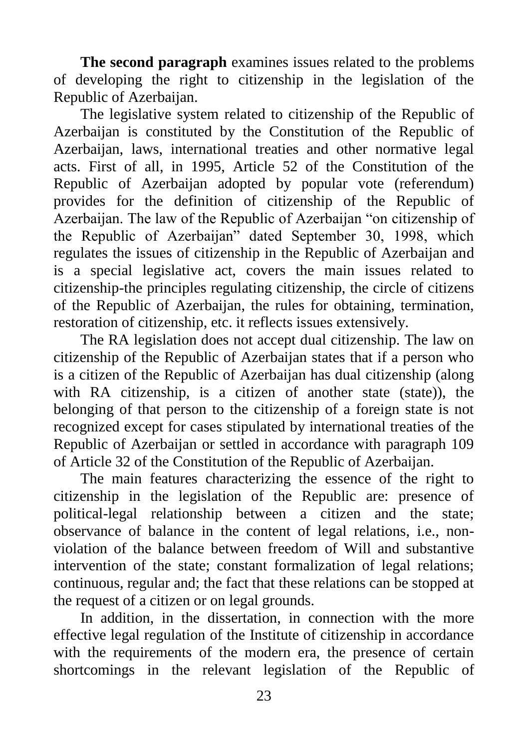**The second paragraph** examines issues related to the problems of developing the right to citizenship in the legislation of the Republic of Azerbaijan.

The legislative system related to citizenship of the Republic of Azerbaijan is constituted by the Constitution of the Republic of Azerbaijan, laws, international treaties and other normative legal acts. First of all, in 1995, Article 52 of the Constitution of the Republic of Azerbaijan adopted by popular vote (referendum) provides for the definition of citizenship of the Republic of Azerbaijan. The law of the Republic of Azerbaijan "on citizenship of the Republic of Azerbaijan" dated September 30, 1998, which regulates the issues of citizenship in the Republic of Azerbaijan and is a special legislative act, covers the main issues related to citizenship-the principles regulating citizenship, the circle of citizens of the Republic of Azerbaijan, the rules for obtaining, termination, restoration of citizenship, etc. it reflects issues extensively.

The RA legislation does not accept dual citizenship. The law on citizenship of the Republic of Azerbaijan states that if a person who is a citizen of the Republic of Azerbaijan has dual citizenship (along with RA citizenship, is a citizen of another state (state)), the belonging of that person to the citizenship of a foreign state is not recognized except for cases stipulated by international treaties of the Republic of Azerbaijan or settled in accordance with paragraph 109 of Article 32 of the Constitution of the Republic of Azerbaijan.

The main features characterizing the essence of the right to citizenship in the legislation of the Republic are: presence of political-legal relationship between a citizen and the state; observance of balance in the content of legal relations, i.e., non-violation of the balance between freedom of Will and substantive intervention of the state; constant formalization of legal relations; continuous, regular and; the fact that these relations can be stopped at the request of a citizen or on legal grounds.

In addition, in the dissertation, in connection with the more effective legal regulation of the Institute of citizenship in accordance with the requirements of the modern era, the presence of certain shortcomings in the relevant legislation of the Republic of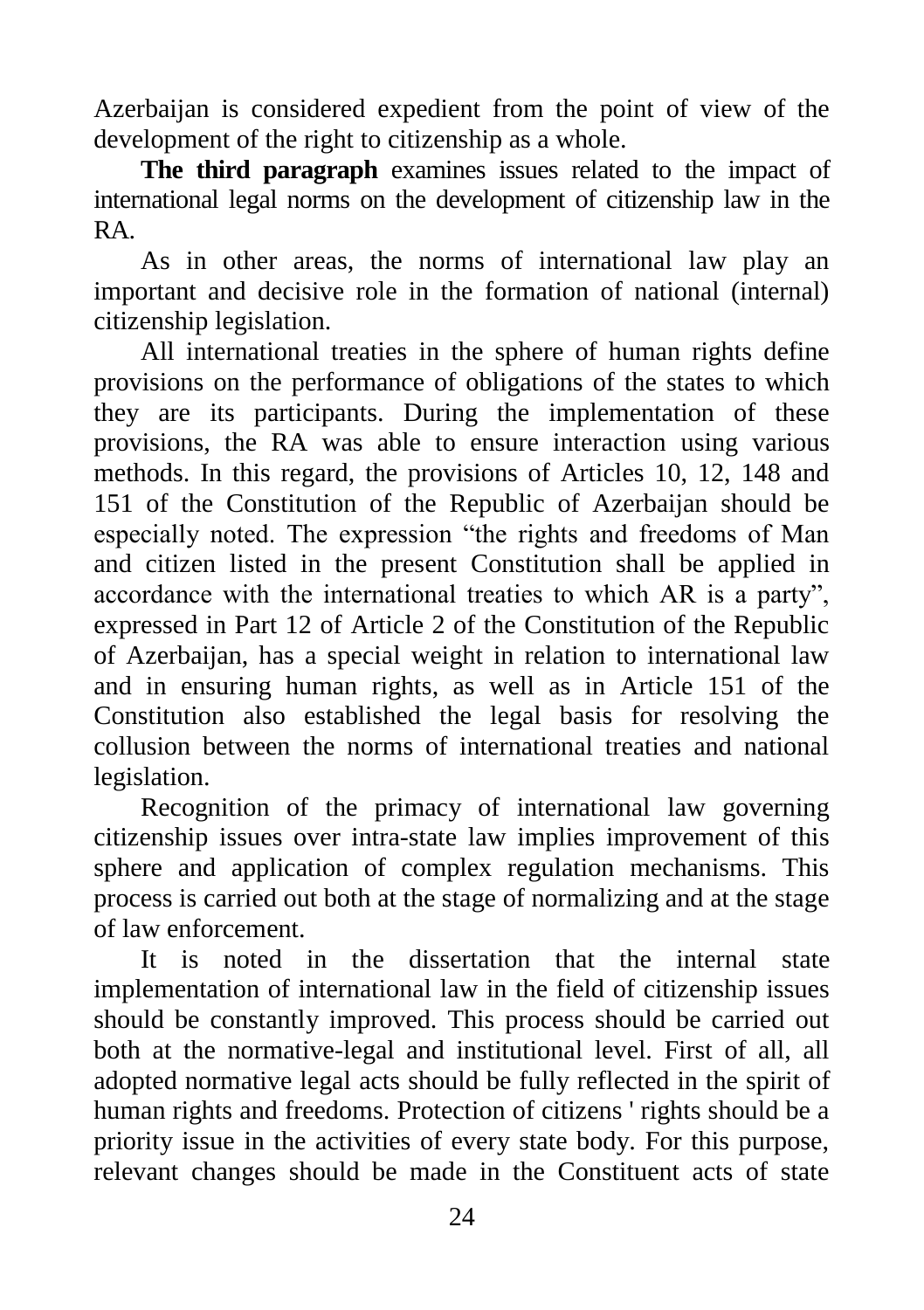Azerbaijan is considered expedient from the point of view of the development of the right to citizenship as a whole.

**The third paragraph** examines issues related to the impact of international legal norms on the development of citizenship law in the RA.

As in other areas, the norms of international law play an important and decisive role in the formation of national (internal) citizenship legislation.

All international treaties in the sphere of human rights define provisions on the performance of obligations of the states to which they are its participants. During the implementation of these provisions, the RA was able to ensure interaction using various methods. In this regard, the provisions of Articles 10, 12, 148 and 151 of the Constitution of the Republic of Azerbaijan should be especially noted. The expression "the rights and freedoms of Man and citizen listed in the present Constitution shall be applied in accordance with the international treaties to which AR is a party", expressed in Part 12 of Article 2 of the Constitution of the Republic of Azerbaijan, has a special weight in relation to international law and in ensuring human rights, as well as in Article 151 of the Constitution also established the legal basis for resolving the collusion between the norms of international treaties and national legislation.

Recognition of the primacy of international law governing citizenship issues over intra-state law implies improvement of this sphere and application of complex regulation mechanisms. This process is carried out both at the stage of normalizing and at the stage of law enforcement.

It is noted in the dissertation that the internal state implementation of international law in the field of citizenship issues should be constantly improved. This process should be carried out both at the normative-legal and institutional level. First of all, all adopted normative legal acts should be fully reflected in the spirit of human rights and freedoms. Protection of citizens ' rights should be a priority issue in the activities of every state body. For this purpose, relevant changes should be made in the Constituent acts of state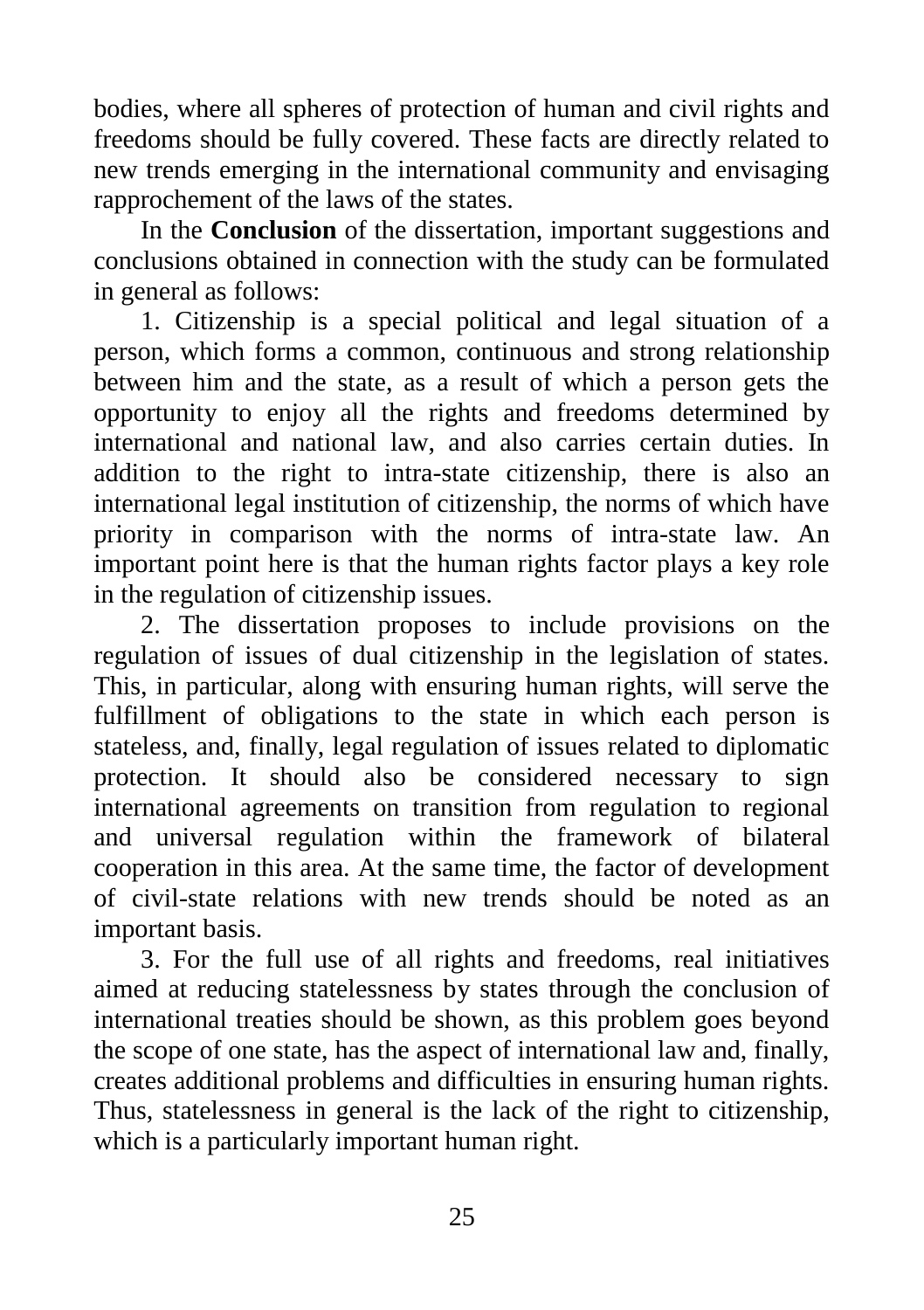bodies, where all spheres of protection of human and civil rights and freedoms should be fully covered. These facts are directly related to new trends emerging in the international community and envisaging rapprochement of the laws of the states.

In the **Conclusion** of the dissertation, important suggestions and conclusions obtained in connection with the study can be formulated in general as follows:

1. Citizenship is a special political and legal situation of a person, which forms a common, continuous and strong relationship between him and the state, as a result of which a person gets the opportunity to enjoy all the rights and freedoms determined by international and national law, and also carries certain duties. In addition to the right to intra-state citizenship, there is also an international legal institution of citizenship, the norms of which have priority in comparison with the norms of intra-state law. An important point here is that the human rights factor plays a key role in the regulation of citizenship issues.

2. The dissertation proposes to include provisions on the regulation of issues of dual citizenship in the legislation of states. This, in particular, along with ensuring human rights, will serve the fulfillment of obligations to the state in which each person is stateless, and, finally, legal regulation of issues related to diplomatic protection. It should also be considered necessary to sign international agreements on transition from regulation to regional and universal regulation within the framework of bilateral cooperation in this area. At the same time, the factor of development of civil-state relations with new trends should be noted as an important basis.

3. For the full use of all rights and freedoms, real initiatives aimed at reducing statelessness by states through the conclusion of international treaties should be shown, as this problem goes beyond the scope of one state, has the aspect of international law and, finally, creates additional problems and difficulties in ensuring human rights. Thus, statelessness in general is the lack of the right to citizenship, which is a particularly important human right.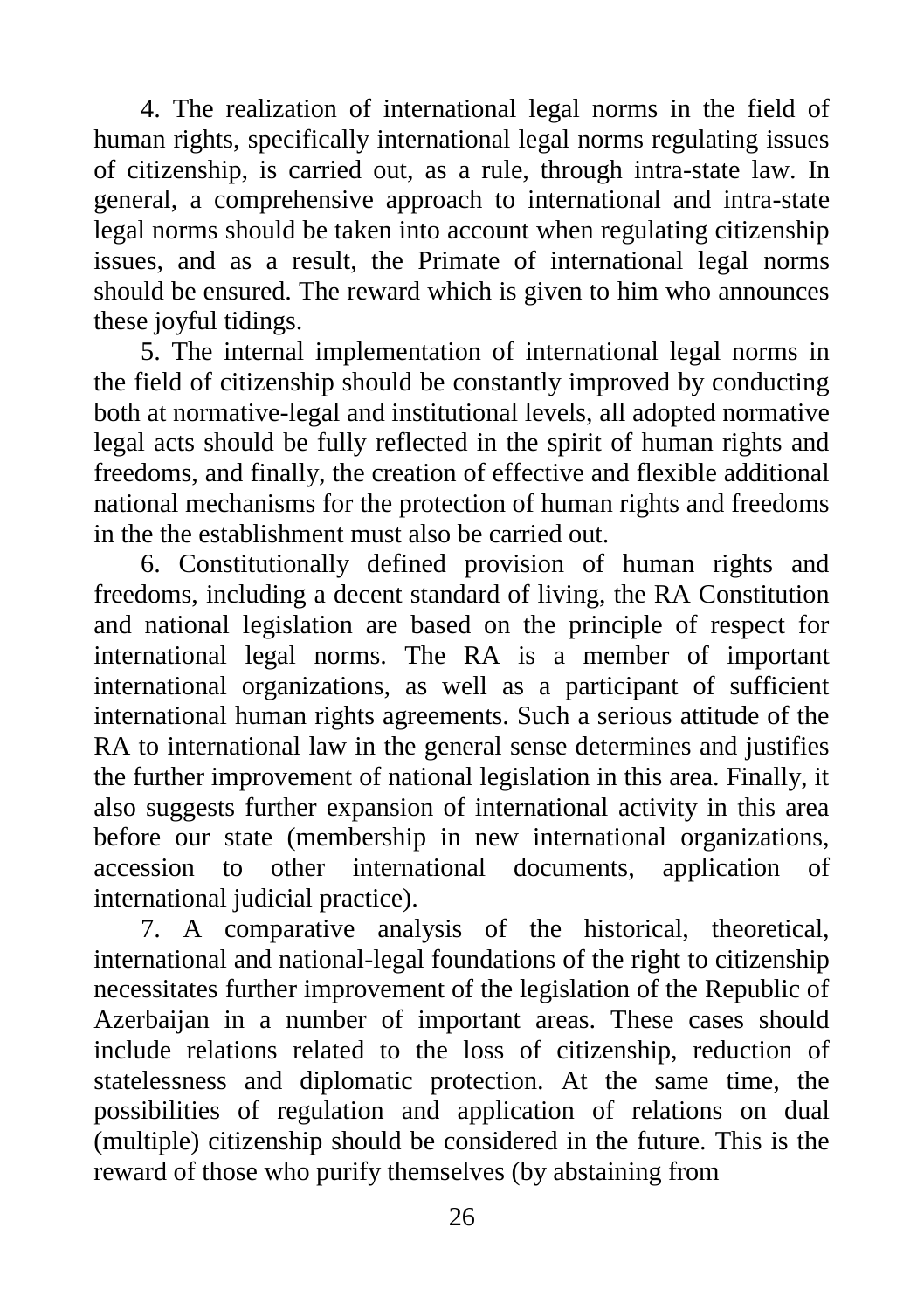4. The realization of international legal norms in the field of human rights, specifically international legal norms regulating issues of citizenship, is carried out, as a rule, through intra-state law. In general, a comprehensive approach to international and intra-state legal norms should be taken into account when regulating citizenship issues, and as a result, the Primate of international legal norms should be ensured. The reward which is given to him who announces these joyful tidings.

5. The internal implementation of international legal norms in the field of citizenship should be constantly improved by conducting both at normative-legal and institutional levels, all adopted normative legal acts should be fully reflected in the spirit of human rights and freedoms, and finally, the creation of effective and flexible additional national mechanisms for the protection of human rights and freedoms in the the establishment must also be carried out.

6. Constitutionally defined provision of human rights and freedoms, including a decent standard of living, the RA Constitution and national legislation are based on the principle of respect for international legal norms. The RA is a member of important international organizations, as well as a participant of sufficient international human rights agreements. Such a serious attitude of the RA to international law in the general sense determines and justifies the further improvement of national legislation in this area. Finally, it also suggests further expansion of international activity in this area before our state (membership in new international organizations, accession to other international documents, application of international judicial practice).

7. A comparative analysis of the historical, theoretical, international and national-legal foundations of the right to citizenship necessitates further improvement of the legislation of the Republic of Azerbaijan in a number of important areas. These cases should include relations related to the loss of citizenship, reduction of statelessness and diplomatic protection. At the same time, the possibilities of regulation and application of relations on dual (multiple) citizenship should be considered in the future. This is the reward of those who purify themselves (by abstaining from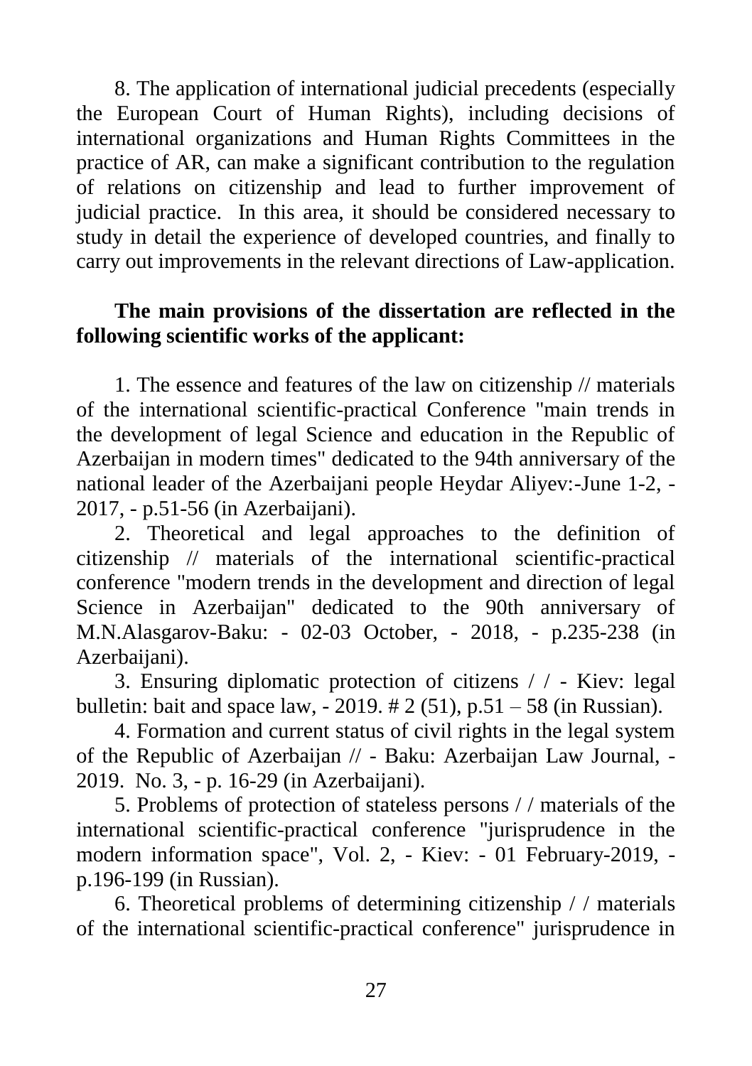8. The application of international judicial precedents (especially the European Court of Human Rights), including decisions of international organizations and Human Rights Committees in the practice of AR, can make a significant contribution to the regulation of relations on citizenship and lead to further improvement of judicial practice. In this area, it should be considered necessary to study in detail the experience of developed countries, and finally to carry out improvements in the relevant directions of Law-application.

**The main provisions of the dissertation are reflected in the following scientific works of the applicant:**

1. The essence and features of the law on citizenship // materials of the international scientific-practical Conference "main trends in the development of legal Science and education in the Republic of Azerbaijan in modern times" dedicated to the 94th anniversary of the national leader of the Azerbaijani people Heydar Aliyev:-June 1-2, - 2017, - p.51-56 (in Azerbaijani).

2. Theoretical and legal approaches to the definition of citizenship // materials of the international scientific-practical conference "modern trends in the development and direction of legal Science in Azerbaijan" dedicated to the 90th anniversary of M.N.Alasgarov-Baku: - 02-03 October, - 2018, - p.235-238 (in Azerbaijani).

3. Ensuring diplomatic protection of citizens / / - Kiev: legal bulletin: bait and space law, - 2019. # 2 (51), p.51 – 58 (in Russian).

4. Formation and current status of civil rights in the legal system of the Republic of Azerbaijan // - Baku: Azerbaijan Law Journal, - 2019. No. 3, - p. 16-29 (in Azerbaijani).

5. Problems of protection of stateless persons / / materials of the international scientific-practical conference "jurisprudence in the modern information space", Vol. 2, - Kiev: - 01 February-2019, - p.196-199 (in Russian).

6. Theoretical problems of determining citizenship / / materials of the international scientific-practical conference" jurisprudence in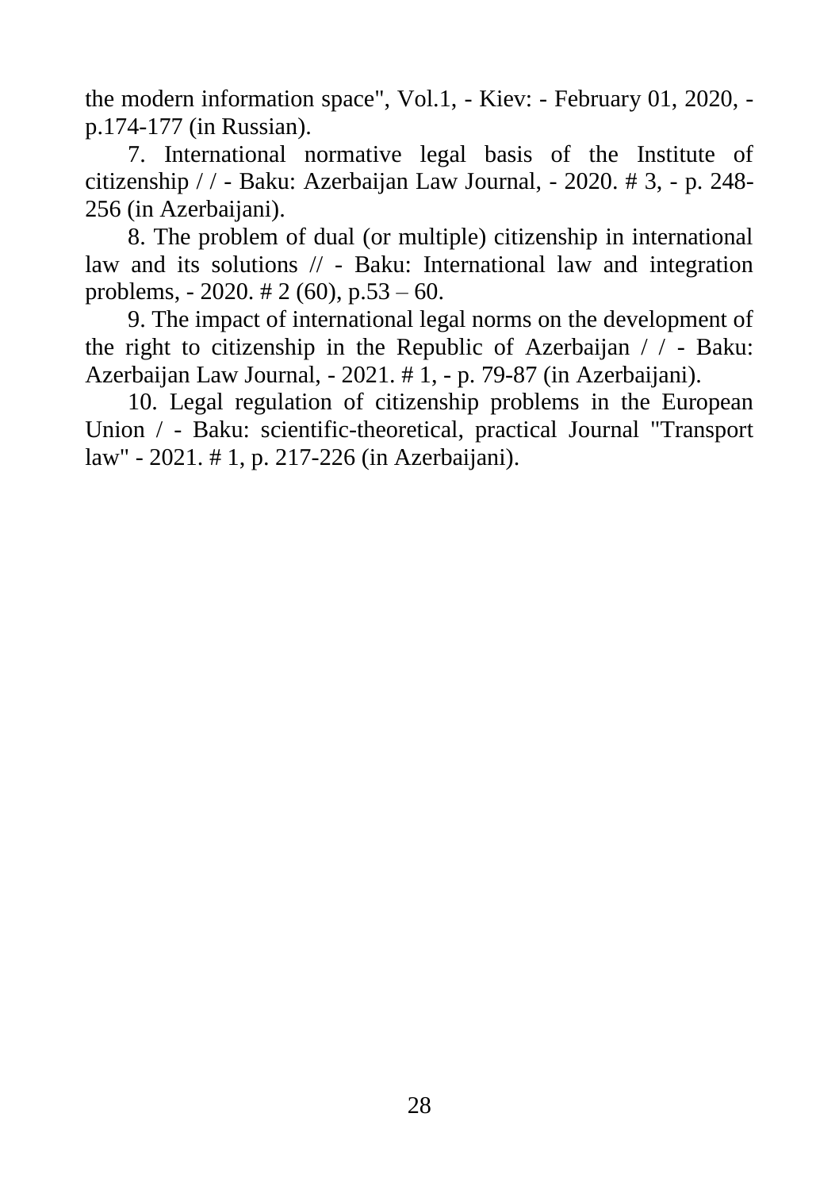the modern information space", Vol.1, - Kiev: - February 01, 2020, - p.174-177 (in Russian).

7. International normative legal basis of the Institute of citizenship / / - Baku: Azerbaijan Law Journal, - 2020. # 3, - p. 248-256 (in Azerbaijani).

8. The problem of dual (or multiple) citizenship in international law and its solutions // - Baku: International law and integration problems, - 2020. # 2 (60), p.53 – 60.

9. The impact of international legal norms on the development of the right to citizenship in the Republic of Azerbaijan / / - Baku: Azerbaijan Law Journal, - 2021. # 1, - p. 79-87 (in Azerbaijani).

10. Legal regulation of citizenship problems in the European Union / - Baku: scientific-theoretical, practical Journal "Transport law" - 2021. # 1, p. 217-226 (in Azerbaijani).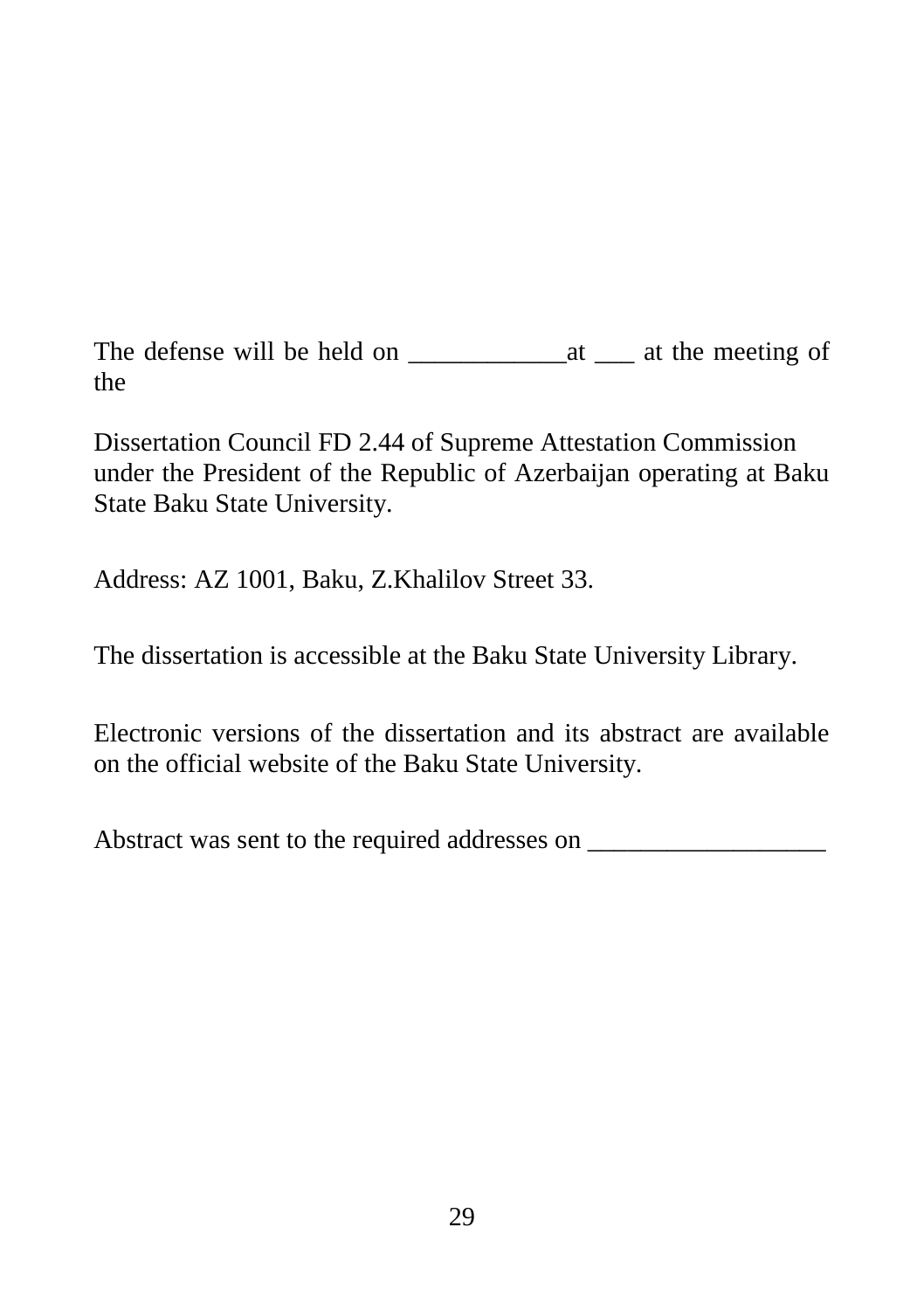The defense will be held on ____________at ___ at the meeting of the

Dissertation Council FD 2.44 of Supreme Attestation Commission under the President of the Republic of Azerbaijan operating at Baku State Baku State University.

Address: AZ 1001, Baku, Z.Khalilov Street 33.

The dissertation is accessible at the Baku State University Library.

Electronic versions of the dissertation and its abstract are available on the official website of the Baku State University.

Abstract was sent to the required addresses on __________________